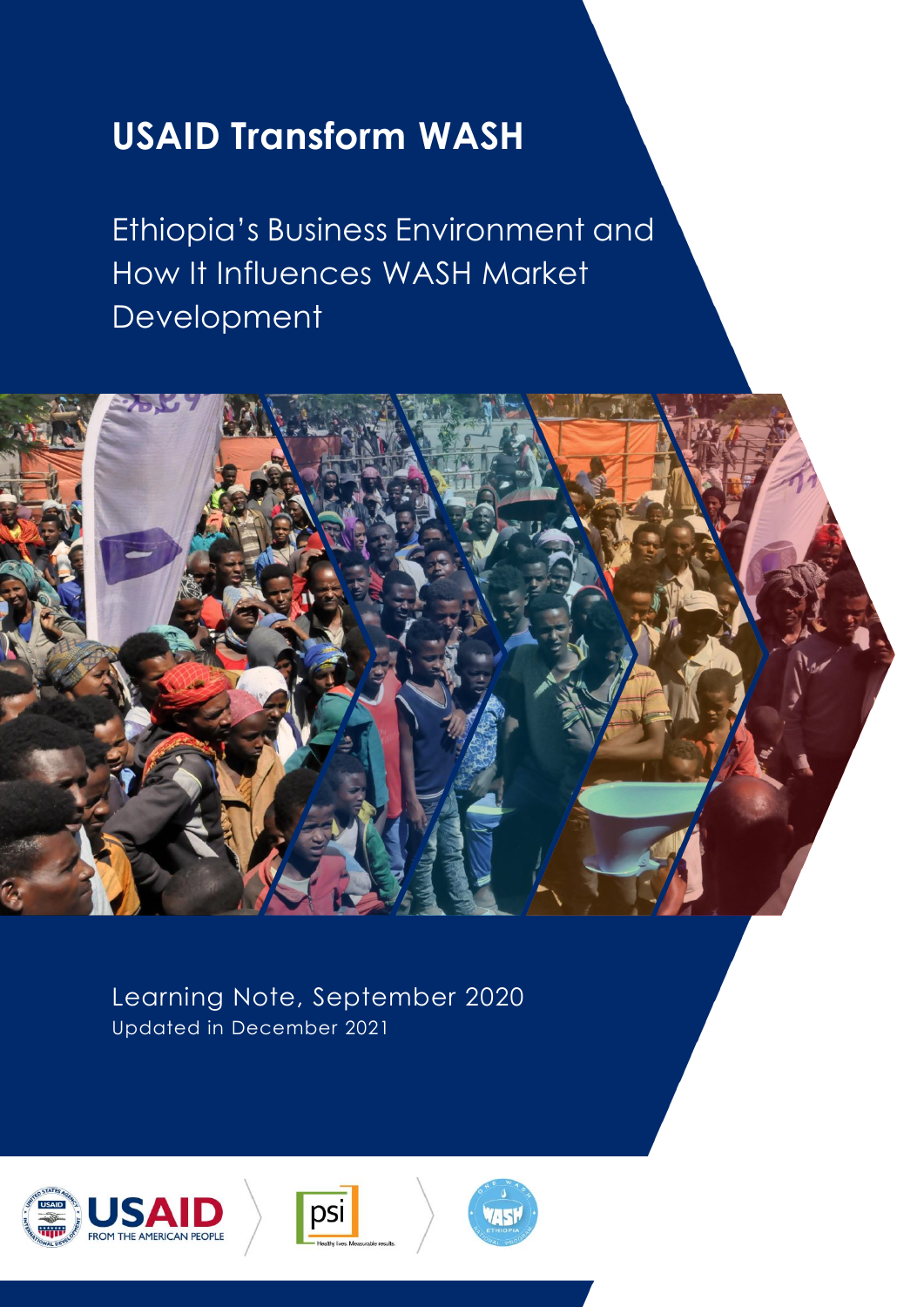# USAID Transform WASH

## Ethiopia's Business Environment and How It Influences WASH Market Development

Learning Note, September 2020

Updated in December 2021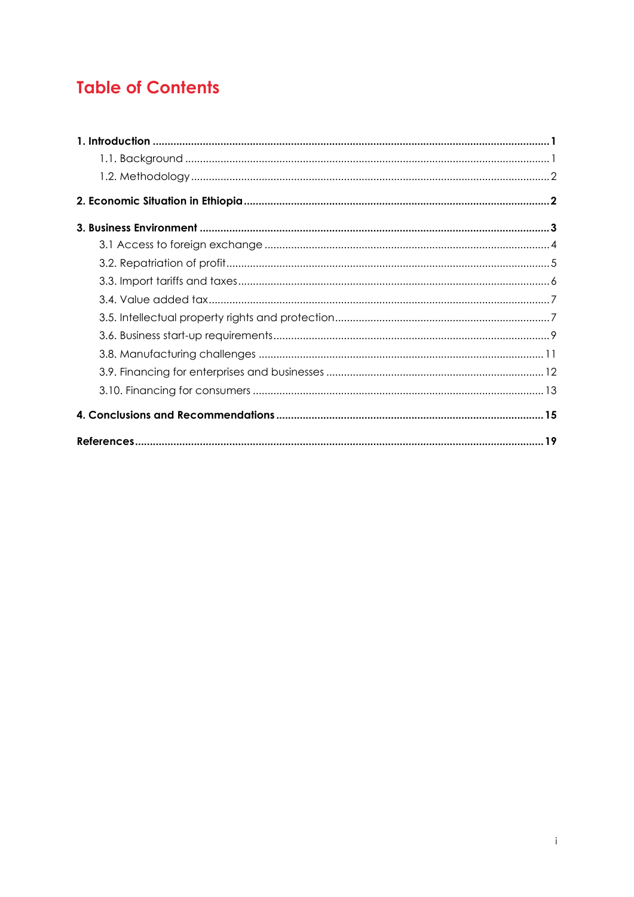# Table of Contents

**1. Introduction** ..... **1**

- 1.1. Background ..... 1
- 1.2. Methodology ..... 2

**2. Economic Situation in Ethiopia** ..... **2**

**3. Business Environment** ..... **3**

- 3.1 Access to foreign exchange ..... 4
- 3.2. Repatriation of profit ..... 5
- 3.3. Import tariffs and taxes ..... 6
- 3.4. Value added tax ..... 7
- 3.5. Intellectual property rights and protection ..... 7
- 3.6. Business start-up requirements ..... 9
- 3.8. Manufacturing challenges ..... 11
- 3.9. Financing for enterprises and businesses ..... 12
- 3.10. Financing for consumers ..... 13

**4. Conclusions and Recommendations** ..... **15**

**References** ..... **19**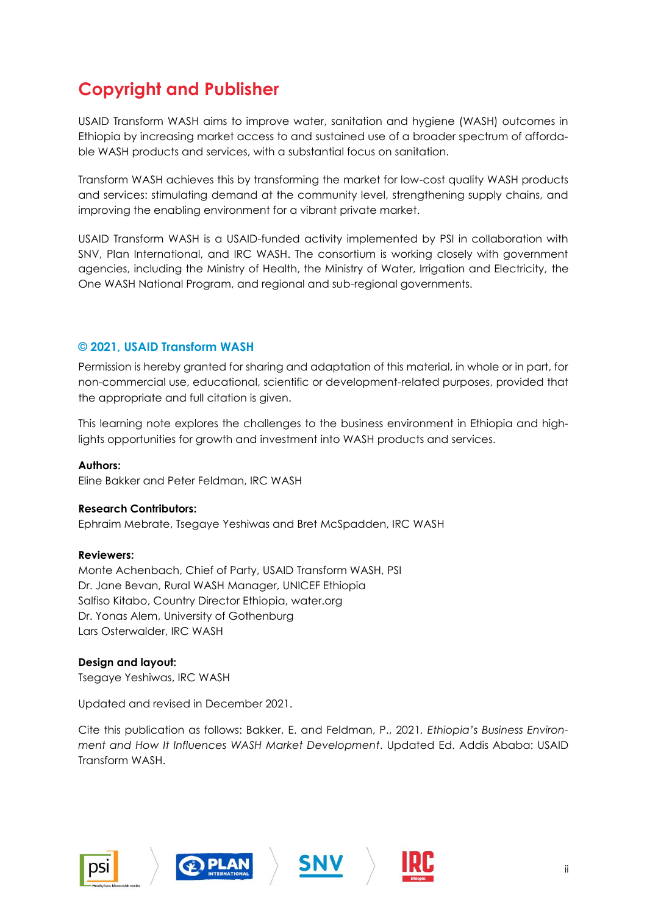# Copyright and Publisher

USAID Transform WASH aims to improve water, sanitation and hygiene (WASH) outcomes in Ethiopia by increasing market access to and sustained use of a broader spectrum of affordable WASH products and services, with a substantial focus on sanitation.

Transform WASH achieves this by transforming the market for low-cost quality WASH products and services: stimulating demand at the community level, strengthening supply chains, and improving the enabling environment for a vibrant private market.

USAID Transform WASH is a USAID-funded activity implemented by PSI in collaboration with SNV, Plan International, and IRC WASH. The consortium is working closely with government agencies, including the Ministry of Health, the Ministry of Water, Irrigation and Electricity, the One WASH National Program, and regional and sub-regional governments.

### © 2021, USAID Transform WASH

Permission is hereby granted for sharing and adaptation of this material, in whole or in part, for non-commercial use, educational, scientific or development-related purposes, provided that the appropriate and full citation is given.

This learning note explores the challenges to the business environment in Ethiopia and highlights opportunities for growth and investment into WASH products and services.

**Authors:**
Eline Bakker and Peter Feldman, IRC WASH

**Research Contributors:**
Ephraim Mebrate, Tsegaye Yeshiwas and Bret McSpadden, IRC WASH

**Reviewers:**
Monte Achenbach, Chief of Party, USAID Transform WASH, PSI
Dr. Jane Bevan, Rural WASH Manager, UNICEF Ethiopia
Salfiso Kitabo, Country Director Ethiopia, water.org
Dr. Yonas Alem, University of Gothenburg
Lars Osterwalder, IRC WASH

**Design and layout:**
Tsegaye Yeshiwas, IRC WASH

Updated and revised in December 2021.

Cite this publication as follows: Bakker, E. and Feldman, P., 2021. *Ethiopia's Business Environment and How It Influences WASH Market Development*. Updated Ed. Addis Ababa: USAID Transform WASH.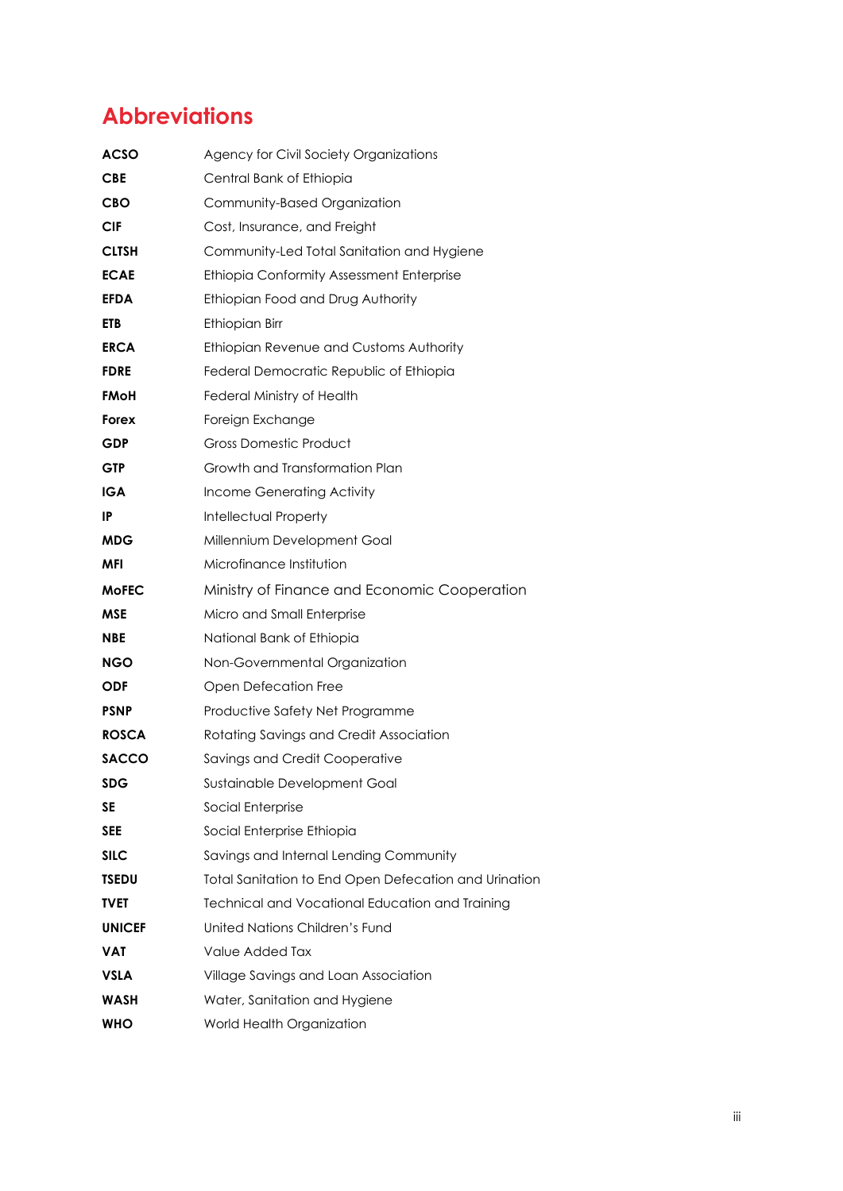# Abbreviations

| | |
|---|---|
| **ACSO** | Agency for Civil Society Organizations |
| **CBE** | Central Bank of Ethiopia |
| **CBO** | Community-Based Organization |
| **CIF** | Cost, Insurance, and Freight |
| **CLTSH** | Community-Led Total Sanitation and Hygiene |
| **ECAE** | Ethiopia Conformity Assessment Enterprise |
| **EFDA** | Ethiopian Food and Drug Authority |
| **ETB** | Ethiopian Birr |
| **ERCA** | Ethiopian Revenue and Customs Authority |
| **FDRE** | Federal Democratic Republic of Ethiopia |
| **FMoH** | Federal Ministry of Health |
| **Forex** | Foreign Exchange |
| **GDP** | Gross Domestic Product |
| **GTP** | Growth and Transformation Plan |
| **IGA** | Income Generating Activity |
| **IP** | Intellectual Property |
| **MDG** | Millennium Development Goal |
| **MFI** | Microfinance Institution |
| **MoFEC** | Ministry of Finance and Economic Cooperation |
| **MSE** | Micro and Small Enterprise |
| **NBE** | National Bank of Ethiopia |
| **NGO** | Non-Governmental Organization |
| **ODF** | Open Defecation Free |
| **PSNP** | Productive Safety Net Programme |
| **ROSCA** | Rotating Savings and Credit Association |
| **SACCO** | Savings and Credit Cooperative |
| **SDG** | Sustainable Development Goal |
| **SE** | Social Enterprise |
| **SEE** | Social Enterprise Ethiopia |
| **SILC** | Savings and Internal Lending Community |
| **TSEDU** | Total Sanitation to End Open Defecation and Urination |
| **TVET** | Technical and Vocational Education and Training |
| **UNICEF** | United Nations Children's Fund |
| **VAT** | Value Added Tax |
| **VSLA** | Village Savings and Loan Association |
| **WASH** | Water, Sanitation and Hygiene |
| **WHO** | World Health Organization |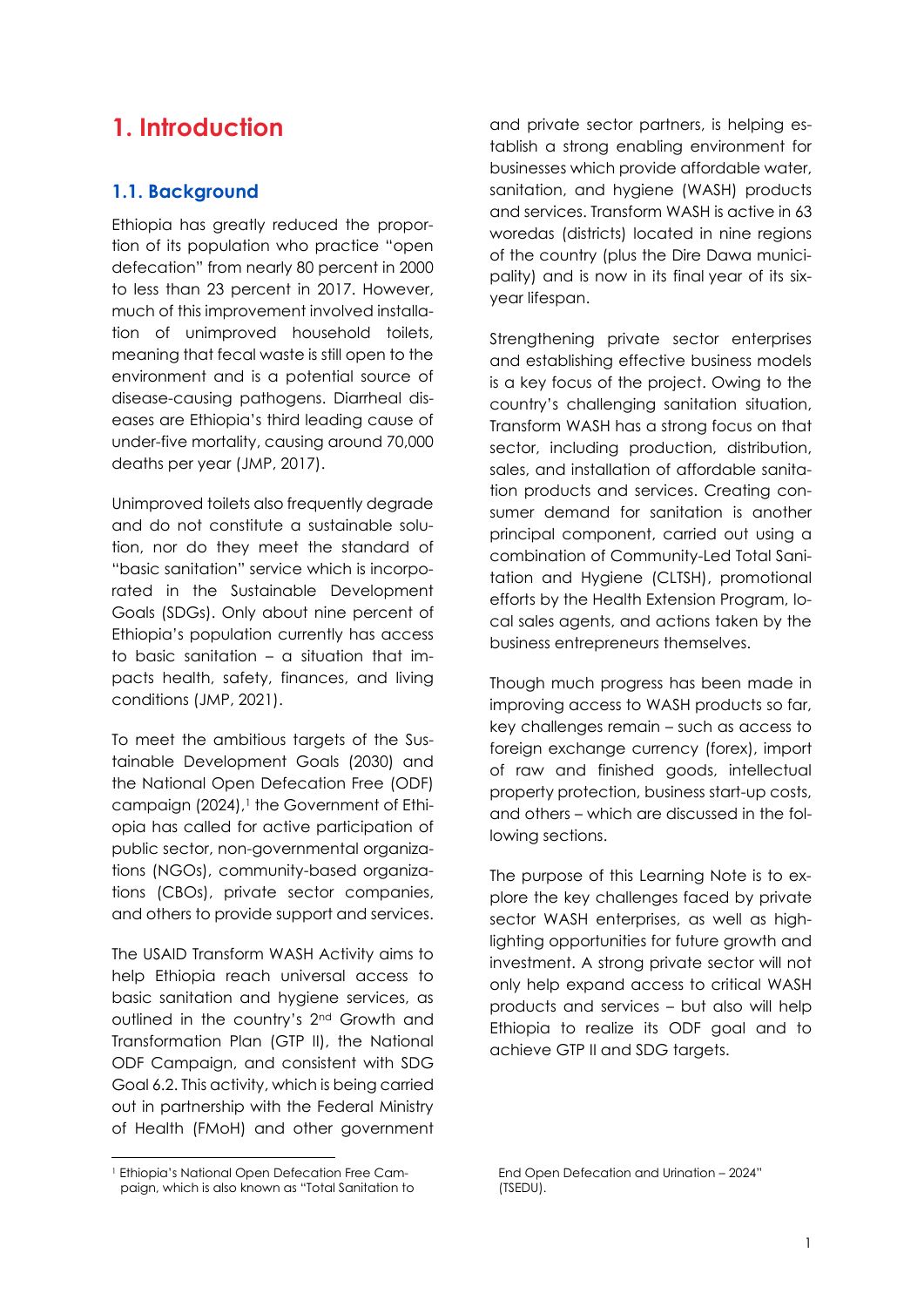# 1. Introduction

## 1.1. Background

Ethiopia has greatly reduced the proportion of its population who practice "open defecation" from nearly 80 percent in 2000 to less than 23 percent in 2017. However, much of this improvement involved installation of unimproved household toilets, meaning that fecal waste is still open to the environment and is a potential source of disease-causing pathogens. Diarrheal diseases are Ethiopia's third leading cause of under-five mortality, causing around 70,000 deaths per year (JMP, 2017).

Unimproved toilets also frequently degrade and do not constitute a sustainable solution, nor do they meet the standard of "basic sanitation" service which is incorporated in the Sustainable Development Goals (SDGs). Only about nine percent of Ethiopia's population currently has access to basic sanitation – a situation that impacts health, safety, finances, and living conditions (JMP, 2021).

To meet the ambitious targets of the Sustainable Development Goals (2030) and the National Open Defecation Free (ODF) campaign (2024),[1] the Government of Ethiopia has called for active participation of public sector, non-governmental organizations (NGOs), community-based organizations (CBOs), private sector companies, and others to provide support and services.

The USAID Transform WASH Activity aims to help Ethiopia reach universal access to basic sanitation and hygiene services, as outlined in the country's 2nd Growth and Transformation Plan (GTP II), the National ODF Campaign, and consistent with SDG Goal 6.2. This activity, which is being carried out in partnership with the Federal Ministry of Health (FMoH) and other government and private sector partners, is helping establish a strong enabling environment for businesses which provide affordable water, sanitation, and hygiene (WASH) products and services. Transform WASH is active in 63 woredas (districts) located in nine regions of the country (plus the Dire Dawa municipality) and is now in its final year of its six-year lifespan.

Strengthening private sector enterprises and establishing effective business models is a key focus of the project. Owing to the country's challenging sanitation situation, Transform WASH has a strong focus on that sector, including production, distribution, sales, and installation of affordable sanitation products and services. Creating consumer demand for sanitation is another principal component, carried out using a combination of Community-Led Total Sanitation and Hygiene (CLTSH), promotional efforts by the Health Extension Program, local sales agents, and actions taken by the business entrepreneurs themselves.

Though much progress has been made in improving access to WASH products so far, key challenges remain – such as access to foreign exchange currency (forex), import of raw and finished goods, intellectual property protection, business start-up costs, and others – which are discussed in the following sections.

The purpose of this Learning Note is to explore the key challenges faced by private sector WASH enterprises, as well as highlighting opportunities for future growth and investment. A strong private sector will not only help expand access to critical WASH products and services – but also will help Ethiopia to realize its ODF goal and to achieve GTP II and SDG targets.

[1] Ethiopia's National Open Defecation Free Campaign, which is also known as "Total Sanitation to End Open Defecation and Urination – 2024" (TSEDU).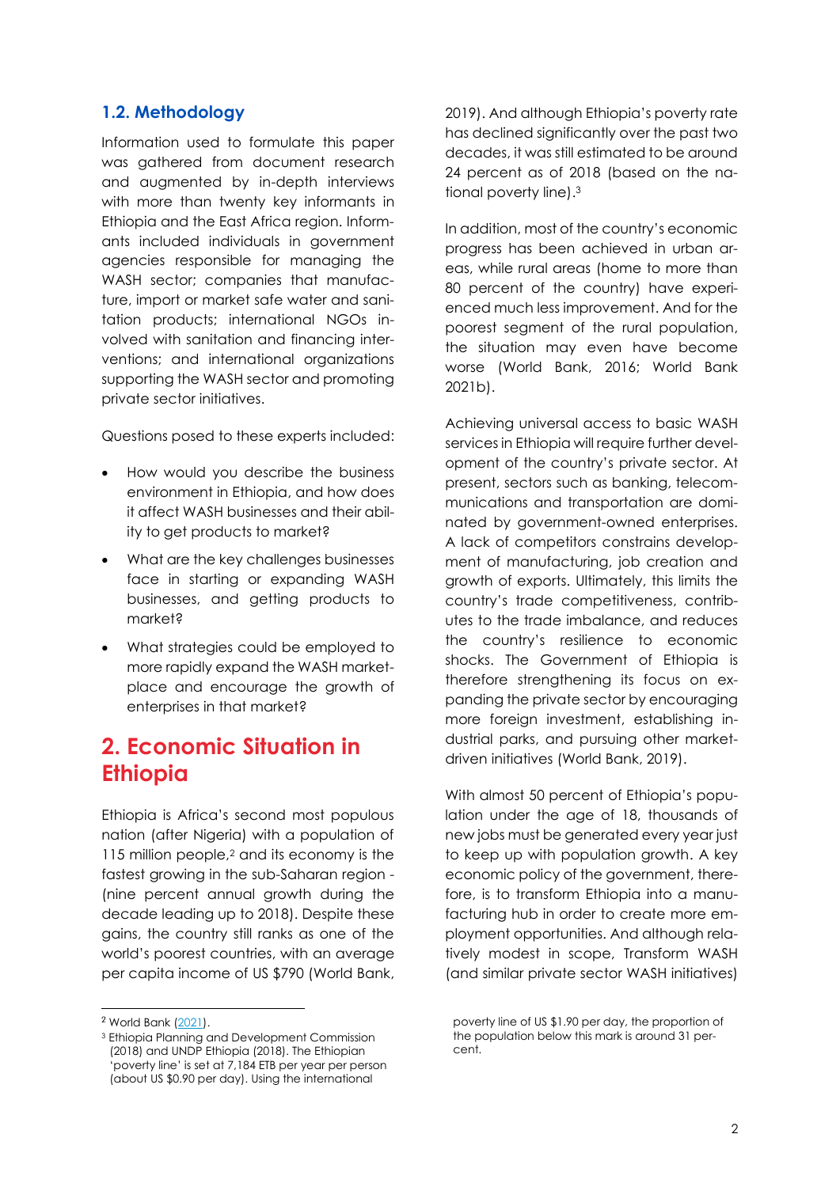## 1.2. Methodology

Information used to formulate this paper was gathered from document research and augmented by in-depth interviews with more than twenty key informants in Ethiopia and the East Africa region. Informants included individuals in government agencies responsible for managing the WASH sector; companies that manufacture, import or market safe water and sanitation products; international NGOs involved with sanitation and financing interventions; and international organizations supporting the WASH sector and promoting private sector initiatives.

Questions posed to these experts included:

- How would you describe the business environment in Ethiopia, and how does it affect WASH businesses and their ability to get products to market?
- What are the key challenges businesses face in starting or expanding WASH businesses, and getting products to market?
- What strategies could be employed to more rapidly expand the WASH marketplace and encourage the growth of enterprises in that market?

# 2. Economic Situation in Ethiopia

Ethiopia is Africa's second most populous nation (after Nigeria) with a population of 115 million people,[2] and its economy is the fastest growing in the sub-Saharan region - (nine percent annual growth during the decade leading up to 2018). Despite these gains, the country still ranks as one of the world's poorest countries, with an average per capita income of US $790 (World Bank, 2019). And although Ethiopia's poverty rate has declined significantly over the past two decades, it was still estimated to be around 24 percent as of 2018 (based on the national poverty line).[3]

In addition, most of the country's economic progress has been achieved in urban areas, while rural areas (home to more than 80 percent of the country) have experienced much less improvement. And for the poorest segment of the rural population, the situation may even have become worse (World Bank, 2016; World Bank 2021b).

Achieving universal access to basic WASH services in Ethiopia will require further development of the country's private sector. At present, sectors such as banking, telecommunications and transportation are dominated by government-owned enterprises. A lack of competitors constrains development of manufacturing, job creation and growth of exports. Ultimately, this limits the country's trade competitiveness, contributes to the trade imbalance, and reduces the country's resilience to economic shocks. The Government of Ethiopia is therefore strengthening its focus on expanding the private sector by encouraging more foreign investment, establishing industrial parks, and pursuing other market-driven initiatives (World Bank, 2019).

With almost 50 percent of Ethiopia's population under the age of 18, thousands of new jobs must be generated every year just to keep up with population growth. A key economic policy of the government, therefore, is to transform Ethiopia into a manufacturing hub in order to create more employment opportunities. And although relatively modest in scope, Transform WASH (and similar private sector WASH initiatives)

---

[2] World Bank (2021).

[3] Ethiopia Planning and Development Commission (2018) and UNDP Ethiopia (2018). The Ethiopian 'poverty line' is set at 7,184 ETB per year per person (about US $0.90 per day). Using the international poverty line of US $1.90 per day, the proportion of the population below this mark is around 31 percent.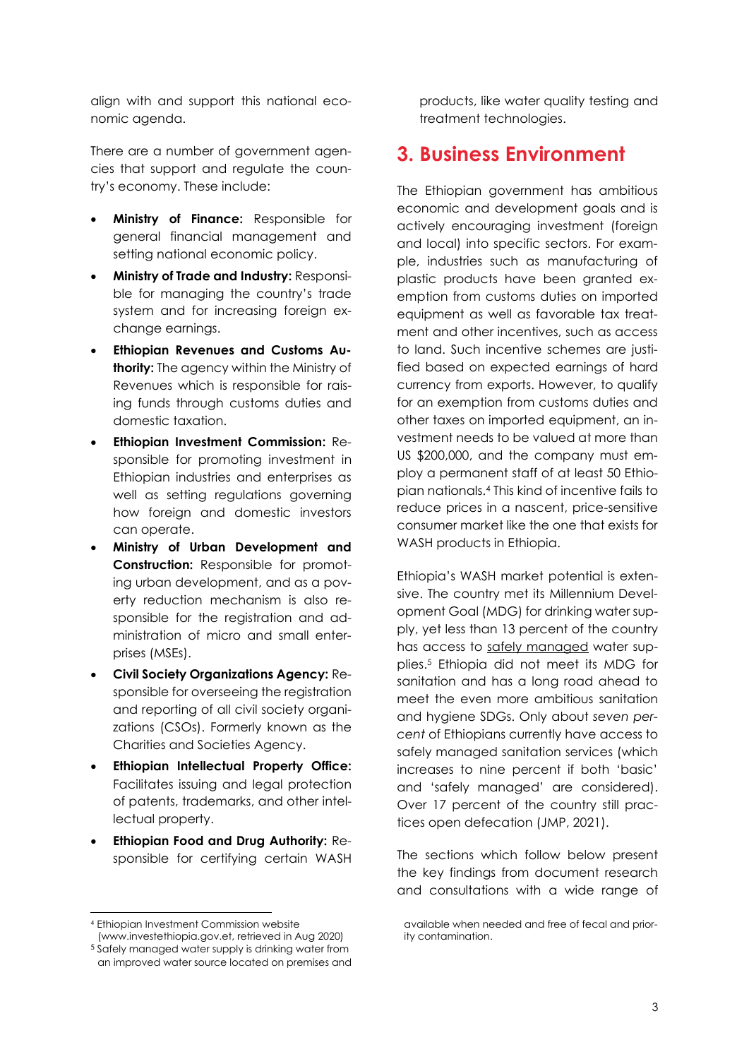align with and support this national economic agenda.

There are a number of government agencies that support and regulate the country's economy. These include:

- **Ministry of Finance:** Responsible for general financial management and setting national economic policy.
- **Ministry of Trade and Industry:** Responsible for managing the country's trade system and for increasing foreign exchange earnings.
- **Ethiopian Revenues and Customs Authority:** The agency within the Ministry of Revenues which is responsible for raising funds through customs duties and domestic taxation.
- **Ethiopian Investment Commission:** Responsible for promoting investment in Ethiopian industries and enterprises as well as setting regulations governing how foreign and domestic investors can operate.
- **Ministry of Urban Development and Construction:** Responsible for promoting urban development, and as a poverty reduction mechanism is also responsible for the registration and administration of micro and small enterprises (MSEs).
- **Civil Society Organizations Agency:** Responsible for overseeing the registration and reporting of all civil society organizations (CSOs). Formerly known as the Charities and Societies Agency.
- **Ethiopian Intellectual Property Office:** Facilitates issuing and legal protection of patents, trademarks, and other intellectual property.
- **Ethiopian Food and Drug Authority:** Responsible for certifying certain WASH products, like water quality testing and treatment technologies.

## 3. Business Environment

The Ethiopian government has ambitious economic and development goals and is actively encouraging investment (foreign and local) into specific sectors. For example, industries such as manufacturing of plastic products have been granted exemption from customs duties on imported equipment as well as favorable tax treatment and other incentives, such as access to land. Such incentive schemes are justified based on expected earnings of hard currency from exports. However, to qualify for an exemption from customs duties and other taxes on imported equipment, an investment needs to be valued at more than US $200,000, and the company must employ a permanent staff of at least 50 Ethiopian nationals.[4] This kind of incentive fails to reduce prices in a nascent, price-sensitive consumer market like the one that exists for WASH products in Ethiopia.

Ethiopia's WASH market potential is extensive. The country met its Millennium Development Goal (MDG) for drinking water supply, yet less than 13 percent of the country has access to <u>safely managed</u> water supplies.[5] Ethiopia did not meet its MDG for sanitation and has a long road ahead to meet the even more ambitious sanitation and hygiene SDGs. Only about *seven percent* of Ethiopians currently have access to safely managed sanitation services (which increases to nine percent if both 'basic' and 'safely managed' are considered). Over 17 percent of the country still practices open defecation (JMP, 2021).

The sections which follow below present the key findings from document research and consultations with a wide range of

[4] Ethiopian Investment Commission website (www.investethiopia.gov.et, retrieved in Aug 2020)

[5] Safely managed water supply is drinking water from an improved water source located on premises and available when needed and free of fecal and priority contamination.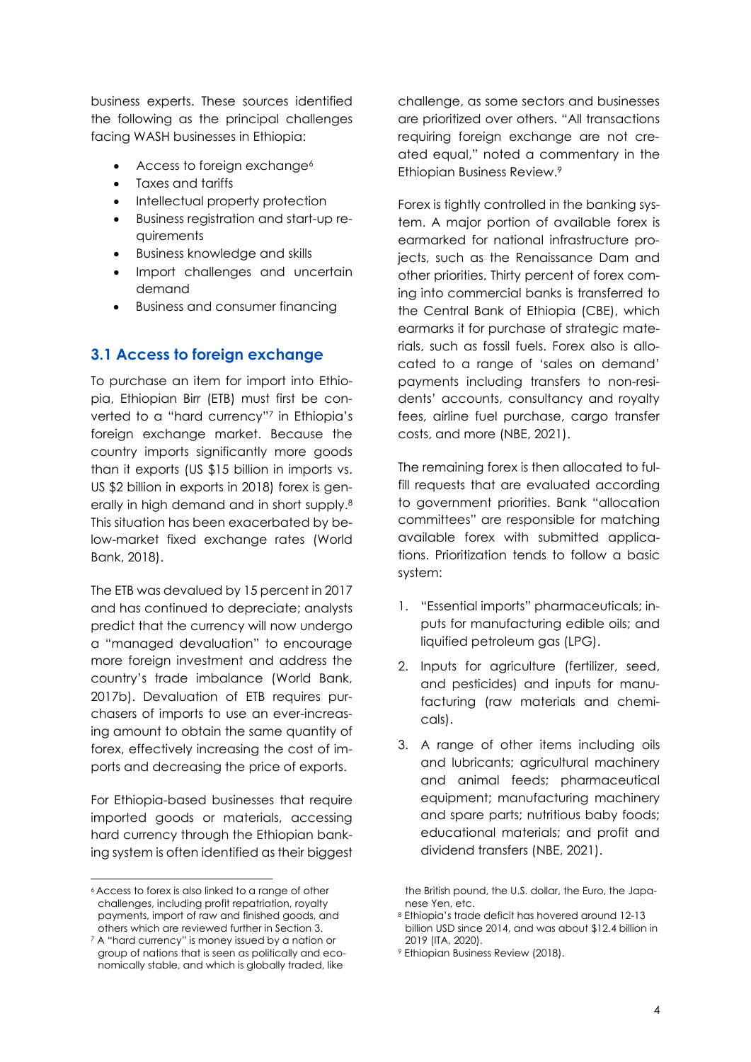business experts. These sources identified the following as the principal challenges facing WASH businesses in Ethiopia:

- Access to foreign exchange[6]
- Taxes and tariffs
- Intellectual property protection
- Business registration and start-up requirements
- Business knowledge and skills
- Import challenges and uncertain demand
- Business and consumer financing

## 3.1 Access to foreign exchange

To purchase an item for import into Ethiopia, Ethiopian Birr (ETB) must first be converted to a "hard currency"[7] in Ethiopia's foreign exchange market. Because the country imports significantly more goods than it exports (US $15 billion in imports vs. US $2 billion in exports in 2018) forex is generally in high demand and in short supply.[8] This situation has been exacerbated by below-market fixed exchange rates (World Bank, 2018).

The ETB was devalued by 15 percent in 2017 and has continued to depreciate; analysts predict that the currency will now undergo a "managed devaluation" to encourage more foreign investment and address the country's trade imbalance (World Bank, 2017b). Devaluation of ETB requires purchasers of imports to use an ever-increasing amount to obtain the same quantity of forex, effectively increasing the cost of imports and decreasing the price of exports.

For Ethiopia-based businesses that require imported goods or materials, accessing hard currency through the Ethiopian banking system is often identified as their biggest challenge, as some sectors and businesses are prioritized over others. "All transactions requiring foreign exchange are not created equal," noted a commentary in the Ethiopian Business Review.[9]

Forex is tightly controlled in the banking system. A major portion of available forex is earmarked for national infrastructure projects, such as the Renaissance Dam and other priorities. Thirty percent of forex coming into commercial banks is transferred to the Central Bank of Ethiopia (CBE), which earmarks it for purchase of strategic materials, such as fossil fuels. Forex also is allocated to a range of 'sales on demand' payments including transfers to non-residents' accounts, consultancy and royalty fees, airline fuel purchase, cargo transfer costs, and more (NBE, 2021).

The remaining forex is then allocated to fulfill requests that are evaluated according to government priorities. Bank "allocation committees" are responsible for matching available forex with submitted applications. Prioritization tends to follow a basic system:

1. "Essential imports" pharmaceuticals; inputs for manufacturing edible oils; and liquified petroleum gas (LPG).
2. Inputs for agriculture (fertilizer, seed, and pesticides) and inputs for manufacturing (raw materials and chemicals).
3. A range of other items including oils and lubricants; agricultural machinery and animal feeds; pharmaceutical equipment; manufacturing machinery and spare parts; nutritious baby foods; educational materials; and profit and dividend transfers (NBE, 2021).

---

[6] Access to forex is also linked to a range of other challenges, including profit repatriation, royalty payments, import of raw and finished goods, and others which are reviewed further in Section 3.

[7] A "hard currency" is money issued by a nation or group of nations that is seen as politically and economically stable, and which is globally traded, like the British pound, the U.S. dollar, the Euro, the Japanese Yen, etc.

[8] Ethiopia's trade deficit has hovered around 12-13 billion USD since 2014, and was about $12.4 billion in 2019 (ITA, 2020).

[9] Ethiopian Business Review (2018).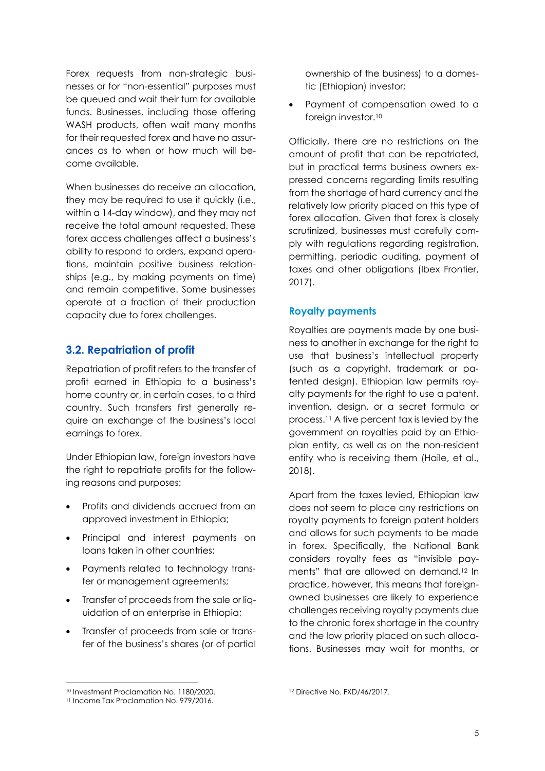Forex requests from non-strategic businesses or for "non-essential" purposes must be queued and wait their turn for available funds. Businesses, including those offering WASH products, often wait many months for their requested forex and have no assurances as to when or how much will become available.

When businesses do receive an allocation, they may be required to use it quickly (i.e., within a 14-day window), and they may not receive the total amount requested. These forex access challenges affect a business's ability to respond to orders, expand operations, maintain positive business relationships (e.g., by making payments on time) and remain competitive. Some businesses operate at a fraction of their production capacity due to forex challenges.

## 3.2. Repatriation of profit

Repatriation of profit refers to the transfer of profit earned in Ethiopia to a business's home country or, in certain cases, to a third country. Such transfers first generally require an exchange of the business's local earnings to forex.

Under Ethiopian law, foreign investors have the right to repatriate profits for the following reasons and purposes:

- Profits and dividends accrued from an approved investment in Ethiopia;
- Principal and interest payments on loans taken in other countries;
- Payments related to technology transfer or management agreements;
- Transfer of proceeds from the sale or liquidation of an enterprise in Ethiopia;
- Transfer of proceeds from sale or transfer of the business's shares (or of partial ownership of the business) to a domestic (Ethiopian) investor;
- Payment of compensation owed to a foreign investor.[10]

Officially, there are no restrictions on the amount of profit that can be repatriated, but in practical terms business owners expressed concerns regarding limits resulting from the shortage of hard currency and the relatively low priority placed on this type of forex allocation. Given that forex is closely scrutinized, businesses must carefully comply with regulations regarding registration, permitting, periodic auditing, payment of taxes and other obligations (Ibex Frontier, 2017).

### Royalty payments

Royalties are payments made by one business to another in exchange for the right to use that business's intellectual property (such as a copyright, trademark or patented design). Ethiopian law permits royalty payments for the right to use a patent, invention, design, or a secret formula or process.[11] A five percent tax is levied by the government on royalties paid by an Ethiopian entity, as well as on the non-resident entity who is receiving them (Haile, et al., 2018).

Apart from the taxes levied, Ethiopian law does not seem to place any restrictions on royalty payments to foreign patent holders and allows for such payments to be made in forex. Specifically, the National Bank considers royalty fees as "invisible payments" that are allowed on demand.[12] In practice, however, this means that foreign-owned businesses are likely to experience challenges receiving royalty payments due to the chronic forex shortage in the country and the low priority placed on such allocations. Businesses may wait for months, or

[10] Investment Proclamation No. 1180/2020.

[11] Income Tax Proclamation No. 979/2016.

[12] Directive No. FXD/46/2017.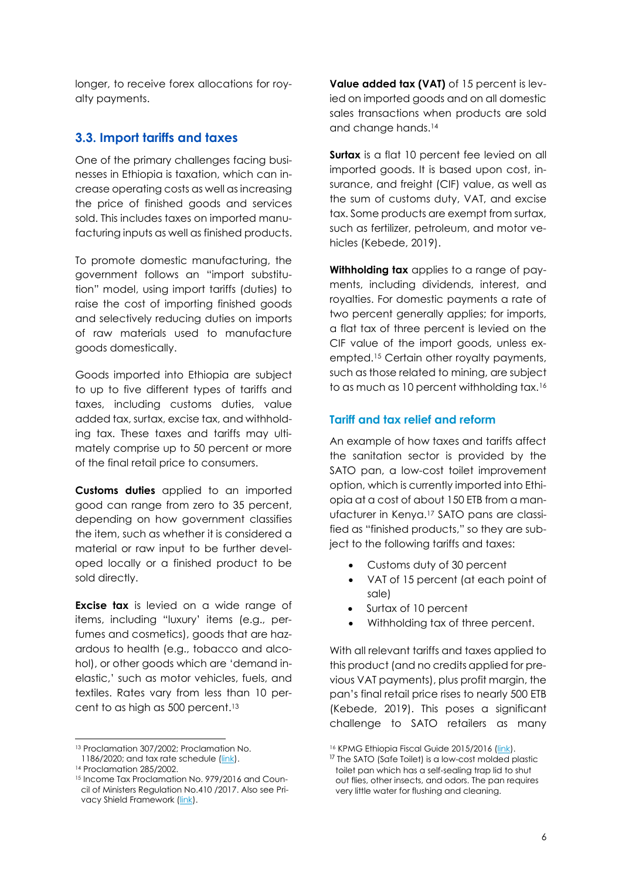longer, to receive forex allocations for royalty payments.

### 3.3. Import tariffs and taxes

One of the primary challenges facing businesses in Ethiopia is taxation, which can increase operating costs as well as increasing the price of finished goods and services sold. This includes taxes on imported manufacturing inputs as well as finished products.

To promote domestic manufacturing, the government follows an "import substitution" model, using import tariffs (duties) to raise the cost of importing finished goods and selectively reducing duties on imports of raw materials used to manufacture goods domestically.

Goods imported into Ethiopia are subject to up to five different types of tariffs and taxes, including customs duties, value added tax, surtax, excise tax, and withholding tax. These taxes and tariffs may ultimately comprise up to 50 percent or more of the final retail price to consumers.

**Customs duties** applied to an imported good can range from zero to 35 percent, depending on how government classifies the item, such as whether it is considered a material or raw input to be further developed locally or a finished product to be sold directly.

**Excise tax** is levied on a wide range of items, including "luxury' items (e.g., perfumes and cosmetics), goods that are hazardous to health (e.g., tobacco and alcohol), or other goods which are 'demand inelastic,' such as motor vehicles, fuels, and textiles. Rates vary from less than 10 percent to as high as 500 percent.[13]

**Value added tax (VAT)** of 15 percent is levied on imported goods and on all domestic sales transactions when products are sold and change hands.[14]

**Surtax** is a flat 10 percent fee levied on all imported goods. It is based upon cost, insurance, and freight (CIF) value, as well as the sum of customs duty, VAT, and excise tax. Some products are exempt from surtax, such as fertilizer, petroleum, and motor vehicles (Kebede, 2019).

**Withholding tax** applies to a range of payments, including dividends, interest, and royalties. For domestic payments a rate of two percent generally applies; for imports, a flat tax of three percent is levied on the CIF value of the import goods, unless exempted.[15] Certain other royalty payments, such as those related to mining, are subject to as much as 10 percent withholding tax.[16]

#### Tariff and tax relief and reform

An example of how taxes and tariffs affect the sanitation sector is provided by the SATO pan, a low-cost toilet improvement option, which is currently imported into Ethiopia at a cost of about 150 ETB from a manufacturer in Kenya.[17] SATO pans are classified as "finished products," so they are subject to the following tariffs and taxes:

- Customs duty of 30 percent
- VAT of 15 percent (at each point of sale)
- Surtax of 10 percent
- Withholding tax of three percent.

With all relevant tariffs and taxes applied to this product (and no credits applied for previous VAT payments), plus profit margin, the pan's final retail price rises to nearly 500 ETB (Kebede, 2019). This poses a significant challenge to SATO retailers as many

---

[13] Proclamation 307/2002; Proclamation No. 1186/2020; and tax rate schedule (link).

[14] Proclamation 285/2002.

[15] Income Tax Proclamation No. 979/2016 and Council of Ministers Regulation No.410 /2017. Also see Privacy Shield Framework (link).

[16] KPMG Ethiopia Fiscal Guide 2015/2016 (link).

[17] The SATO (Safe Toilet) is a low-cost molded plastic toilet pan which has a self-sealing trap lid to shut out flies, other insects, and odors. The pan requires very little water for flushing and cleaning.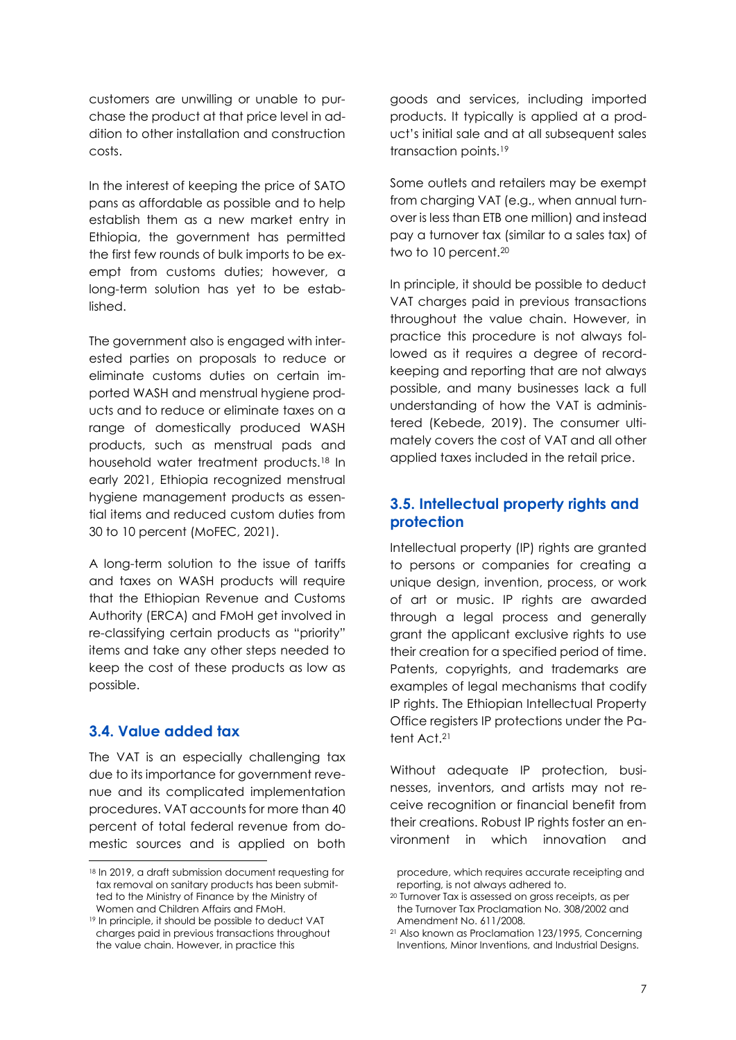customers are unwilling or unable to purchase the product at that price level in addition to other installation and construction costs.

In the interest of keeping the price of SATO pans as affordable as possible and to help establish them as a new market entry in Ethiopia, the government has permitted the first few rounds of bulk imports to be exempt from customs duties; however, a long-term solution has yet to be established.

The government also is engaged with interested parties on proposals to reduce or eliminate customs duties on certain imported WASH and menstrual hygiene products and to reduce or eliminate taxes on a range of domestically produced WASH products, such as menstrual pads and household water treatment products.[18] In early 2021, Ethiopia recognized menstrual hygiene management products as essential items and reduced custom duties from 30 to 10 percent (MoFEC, 2021).

A long-term solution to the issue of tariffs and taxes on WASH products will require that the Ethiopian Revenue and Customs Authority (ERCA) and FMoH get involved in re-classifying certain products as "priority" items and take any other steps needed to keep the cost of these products as low as possible.

## 3.4. Value added tax

The VAT is an especially challenging tax due to its importance for government revenue and its complicated implementation procedures. VAT accounts for more than 40 percent of total federal revenue from domestic sources and is applied on both goods and services, including imported products. It typically is applied at a product's initial sale and at all subsequent sales transaction points.[19]

Some outlets and retailers may be exempt from charging VAT (e.g., when annual turnover is less than ETB one million) and instead pay a turnover tax (similar to a sales tax) of two to 10 percent.[20]

In principle, it should be possible to deduct VAT charges paid in previous transactions throughout the value chain. However, in practice this procedure is not always followed as it requires a degree of recordkeeping and reporting that are not always possible, and many businesses lack a full understanding of how the VAT is administered (Kebede, 2019). The consumer ultimately covers the cost of VAT and all other applied taxes included in the retail price.

## 3.5. Intellectual property rights and protection

Intellectual property (IP) rights are granted to persons or companies for creating a unique design, invention, process, or work of art or music. IP rights are awarded through a legal process and generally grant the applicant exclusive rights to use their creation for a specified period of time. Patents, copyrights, and trademarks are examples of legal mechanisms that codify IP rights. The Ethiopian Intellectual Property Office registers IP protections under the Patent Act.[21]

Without adequate IP protection, businesses, inventors, and artists may not receive recognition or financial benefit from their creations. Robust IP rights foster an environment in which innovation and

---

[18] In 2019, a draft submission document requesting for tax removal on sanitary products has been submitted to the Ministry of Finance by the Ministry of Women and Children Affairs and FMoH.

[19] In principle, it should be possible to deduct VAT charges paid in previous transactions throughout the value chain. However, in practice this procedure, which requires accurate receipting and reporting, is not always adhered to.

[20] Turnover Tax is assessed on gross receipts, as per the Turnover Tax Proclamation No. 308/2002 and Amendment No. 611/2008.

[21] Also known as Proclamation 123/1995, Concerning Inventions, Minor Inventions, and Industrial Designs.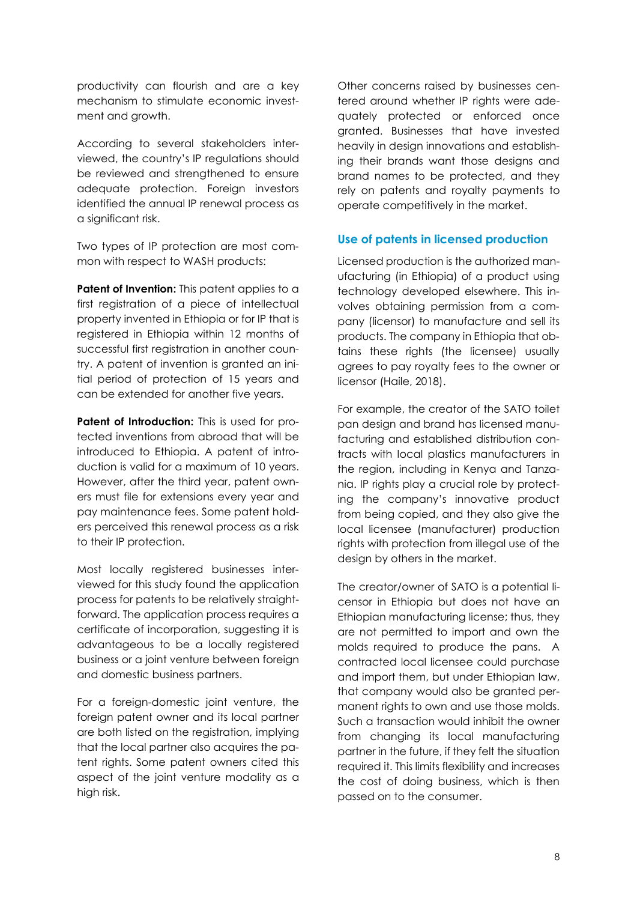productivity can flourish and are a key mechanism to stimulate economic investment and growth.

According to several stakeholders interviewed, the country's IP regulations should be reviewed and strengthened to ensure adequate protection. Foreign investors identified the annual IP renewal process as a significant risk.

Two types of IP protection are most common with respect to WASH products:

**Patent of Invention:** This patent applies to a first registration of a piece of intellectual property invented in Ethiopia or for IP that is registered in Ethiopia within 12 months of successful first registration in another country. A patent of invention is granted an initial period of protection of 15 years and can be extended for another five years.

**Patent of Introduction:** This is used for protected inventions from abroad that will be introduced to Ethiopia. A patent of introduction is valid for a maximum of 10 years. However, after the third year, patent owners must file for extensions every year and pay maintenance fees. Some patent holders perceived this renewal process as a risk to their IP protection.

Most locally registered businesses interviewed for this study found the application process for patents to be relatively straightforward. The application process requires a certificate of incorporation, suggesting it is advantageous to be a locally registered business or a joint venture between foreign and domestic business partners.

For a foreign-domestic joint venture, the foreign patent owner and its local partner are both listed on the registration, implying that the local partner also acquires the patent rights. Some patent owners cited this aspect of the joint venture modality as a high risk.

Other concerns raised by businesses centered around whether IP rights were adequately protected or enforced once granted. Businesses that have invested heavily in design innovations and establishing their brands want those designs and brand names to be protected, and they rely on patents and royalty payments to operate competitively in the market.

## Use of patents in licensed production

Licensed production is the authorized manufacturing (in Ethiopia) of a product using technology developed elsewhere. This involves obtaining permission from a company (licensor) to manufacture and sell its products. The company in Ethiopia that obtains these rights (the licensee) usually agrees to pay royalty fees to the owner or licensor (Haile, 2018).

For example, the creator of the SATO toilet pan design and brand has licensed manufacturing and established distribution contracts with local plastics manufacturers in the region, including in Kenya and Tanzania. IP rights play a crucial role by protecting the company's innovative product from being copied, and they also give the local licensee (manufacturer) production rights with protection from illegal use of the design by others in the market.

The creator/owner of SATO is a potential licensor in Ethiopia but does not have an Ethiopian manufacturing license; thus, they are not permitted to import and own the molds required to produce the pans. A contracted local licensee could purchase and import them, but under Ethiopian law, that company would also be granted permanent rights to own and use those molds. Such a transaction would inhibit the owner from changing its local manufacturing partner in the future, if they felt the situation required it. This limits flexibility and increases the cost of doing business, which is then passed on to the consumer.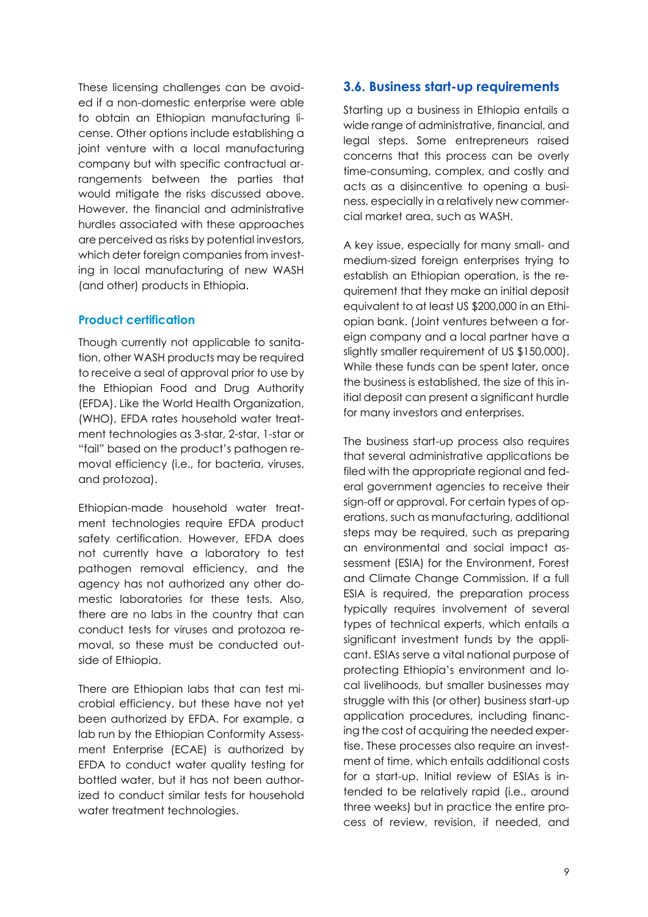These licensing challenges can be avoided if a non-domestic enterprise were able to obtain an Ethiopian manufacturing license. Other options include establishing a joint venture with a local manufacturing company but with specific contractual arrangements between the parties that would mitigate the risks discussed above. However, the financial and administrative hurdles associated with these approaches are perceived as risks by potential investors, which deter foreign companies from investing in local manufacturing of new WASH (and other) products in Ethiopia.

### Product certification

Though currently not applicable to sanitation, other WASH products may be required to receive a seal of approval prior to use by the Ethiopian Food and Drug Authority (EFDA). Like the World Health Organization, (WHO), EFDA rates household water treatment technologies as 3-star, 2-star, 1-star or "fail" based on the product's pathogen removal efficiency (i.e., for bacteria, viruses, and protozoa).

Ethiopian-made household water treatment technologies require EFDA product safety certification. However, EFDA does not currently have a laboratory to test pathogen removal efficiency, and the agency has not authorized any other domestic laboratories for these tests. Also, there are no labs in the country that can conduct tests for viruses and protozoa removal, so these must be conducted outside of Ethiopia.

There are Ethiopian labs that can test microbial efficiency, but these have not yet been authorized by EFDA. For example, a lab run by the Ethiopian Conformity Assessment Enterprise (ECAE) is authorized by EFDA to conduct water quality testing for bottled water, but it has not been authorized to conduct similar tests for household water treatment technologies.

## 3.6. Business start-up requirements

Starting up a business in Ethiopia entails a wide range of administrative, financial, and legal steps. Some entrepreneurs raised concerns that this process can be overly time-consuming, complex, and costly and acts as a disincentive to opening a business, especially in a relatively new commercial market area, such as WASH.

A key issue, especially for many small- and medium-sized foreign enterprises trying to establish an Ethiopian operation, is the requirement that they make an initial deposit equivalent to at least US $200,000 in an Ethiopian bank. (Joint ventures between a foreign company and a local partner have a slightly smaller requirement of US $150,000). While these funds can be spent later, once the business is established, the size of this initial deposit can present a significant hurdle for many investors and enterprises.

The business start-up process also requires that several administrative applications be filed with the appropriate regional and federal government agencies to receive their sign-off or approval. For certain types of operations, such as manufacturing, additional steps may be required, such as preparing an environmental and social impact assessment (ESIA) for the Environment, Forest and Climate Change Commission. If a full ESIA is required, the preparation process typically requires involvement of several types of technical experts, which entails a significant investment funds by the applicant. ESIAs serve a vital national purpose of protecting Ethiopia's environment and local livelihoods, but smaller businesses may struggle with this (or other) business start-up application procedures, including financing the cost of acquiring the needed expertise. These processes also require an investment of time, which entails additional costs for a start-up. Initial review of ESIAs is intended to be relatively rapid (i.e., around three weeks) but in practice the entire process of review, revision, if needed, and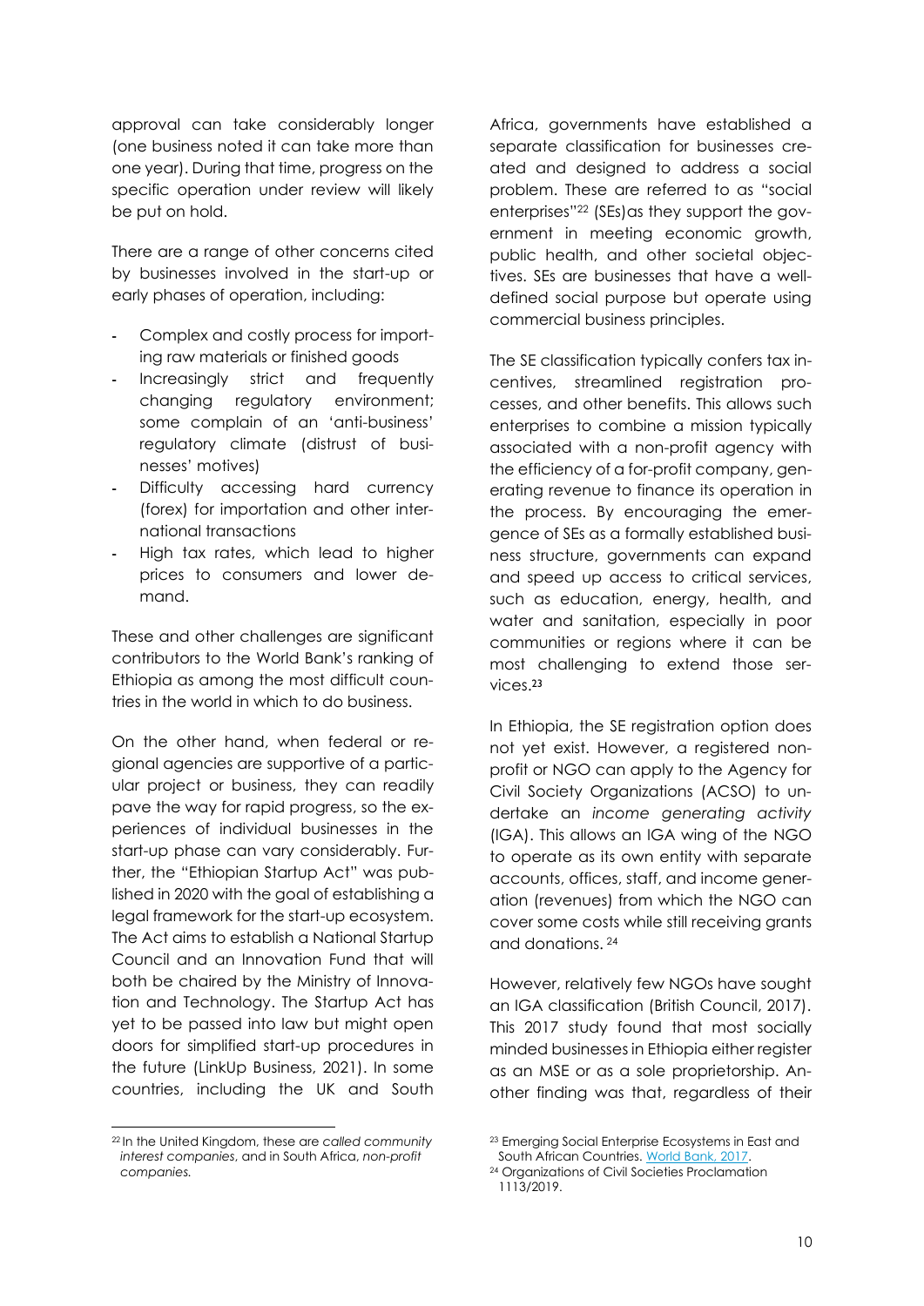approval can take considerably longer (one business noted it can take more than one year). During that time, progress on the specific operation under review will likely be put on hold.

There are a range of other concerns cited by businesses involved in the start-up or early phases of operation, including:

- Complex and costly process for importing raw materials or finished goods
- Increasingly strict and frequently changing regulatory environment; some complain of an 'anti-business' regulatory climate (distrust of businesses' motives)
- Difficulty accessing hard currency (forex) for importation and other international transactions
- High tax rates, which lead to higher prices to consumers and lower demand.

These and other challenges are significant contributors to the World Bank's ranking of Ethiopia as among the most difficult countries in the world in which to do business.

On the other hand, when federal or regional agencies are supportive of a particular project or business, they can readily pave the way for rapid progress, so the experiences of individual businesses in the start-up phase can vary considerably. Further, the "Ethiopian Startup Act" was published in 2020 with the goal of establishing a legal framework for the start-up ecosystem. The Act aims to establish a National Startup Council and an Innovation Fund that will both be chaired by the Ministry of Innovation and Technology. The Startup Act has yet to be passed into law but might open doors for simplified start-up procedures in the future (LinkUp Business, 2021). In some countries, including the UK and South Africa, governments have established a separate classification for businesses created and designed to address a social problem. These are referred to as "social enterprises"[22] (SEs)as they support the government in meeting economic growth, public health, and other societal objectives. SEs are businesses that have a well-defined social purpose but operate using commercial business principles.

The SE classification typically confers tax incentives, streamlined registration processes, and other benefits. This allows such enterprises to combine a mission typically associated with a non-profit agency with the efficiency of a for-profit company, generating revenue to finance its operation in the process. By encouraging the emergence of SEs as a formally established business structure, governments can expand and speed up access to critical services, such as education, energy, health, and water and sanitation, especially in poor communities or regions where it can be most challenging to extend those services.[23]

In Ethiopia, the SE registration option does not yet exist. However, a registered non-profit or NGO can apply to the Agency for Civil Society Organizations (ACSO) to undertake an *income generating activity* (IGA). This allows an IGA wing of the NGO to operate as its own entity with separate accounts, offices, staff, and income generation (revenues) from which the NGO can cover some costs while still receiving grants and donations.[24]

However, relatively few NGOs have sought an IGA classification (British Council, 2017). This 2017 study found that most socially minded businesses in Ethiopia either register as an MSE or as a sole proprietorship. Another finding was that, regardless of their

---

[22] In the United Kingdom, these are *called community interest companies*, and in South Africa, *non-profit companies.*

[23] Emerging Social Enterprise Ecosystems in East and South African Countries. World Bank, 2017.

[24] Organizations of Civil Societies Proclamation 1113/2019.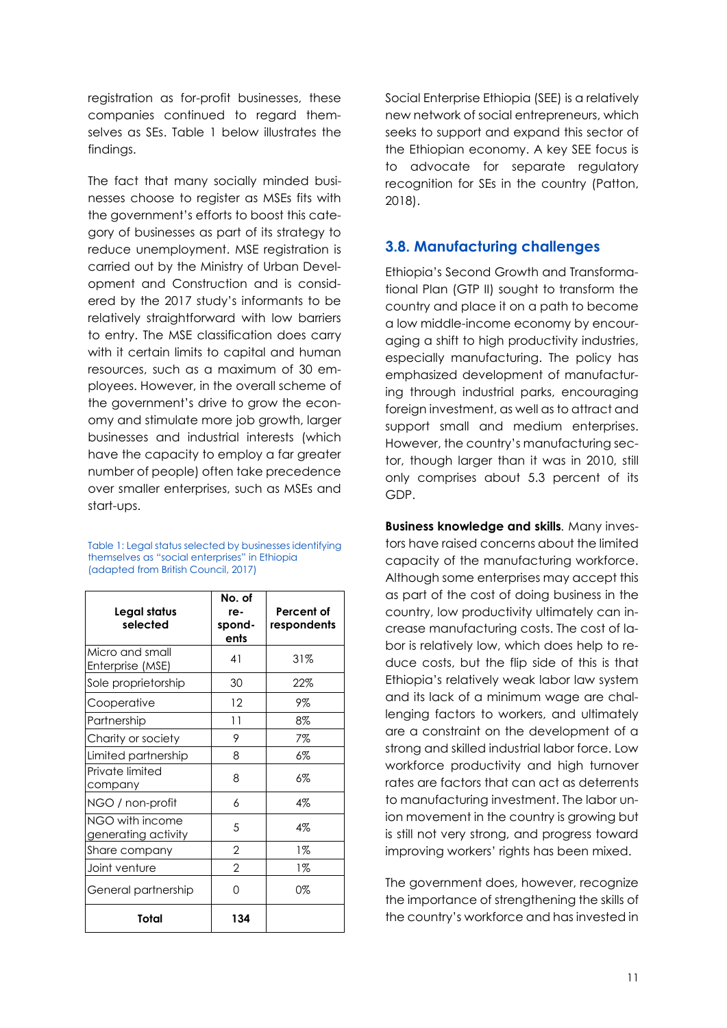registration as for-profit businesses, these companies continued to regard themselves as SEs. Table 1 below illustrates the findings.

The fact that many socially minded businesses choose to register as MSEs fits with the government's efforts to boost this category of businesses as part of its strategy to reduce unemployment. MSE registration is carried out by the Ministry of Urban Development and Construction and is considered by the 2017 study's informants to be relatively straightforward with low barriers to entry. The MSE classification does carry with it certain limits to capital and human resources, such as a maximum of 30 employees. However, in the overall scheme of the government's drive to grow the economy and stimulate more job growth, larger businesses and industrial interests (which have the capacity to employ a far greater number of people) often take precedence over smaller enterprises, such as MSEs and start-ups.

Table 1: Legal status selected by businesses identifying themselves as "social enterprises" in Ethiopia (adapted from British Council, 2017)

| Legal status selected | No. of respondents | Percent of respondents |
|---|---|---|
| Micro and small Enterprise (MSE) | 41 | 31% |
| Sole proprietorship | 30 | 22% |
| Cooperative | 12 | 9% |
| Partnership | 11 | 8% |
| Charity or society | 9 | 7% |
| Limited partnership | 8 | 6% |
| Private limited company | 8 | 6% |
| NGO / non-profit | 6 | 4% |
| NGO with income generating activity | 5 | 4% |
| Share company | 2 | 1% |
| Joint venture | 2 | 1% |
| General partnership | 0 | 0% |
| **Total** | **134** | |

Social Enterprise Ethiopia (SEE) is a relatively new network of social entrepreneurs, which seeks to support and expand this sector of the Ethiopian economy. A key SEE focus is to advocate for separate regulatory recognition for SEs in the country (Patton, 2018).

## 3.8. Manufacturing challenges

Ethiopia's Second Growth and Transformational Plan (GTP II) sought to transform the country and place it on a path to become a low middle-income economy by encouraging a shift to high productivity industries, especially manufacturing. The policy has emphasized development of manufacturing through industrial parks, encouraging foreign investment, as well as to attract and support small and medium enterprises. However, the country's manufacturing sector, though larger than it was in 2010, still only comprises about 5.3 percent of its GDP.

**Business knowledge and skills**. Many investors have raised concerns about the limited capacity of the manufacturing workforce. Although some enterprises may accept this as part of the cost of doing business in the country, low productivity ultimately can increase manufacturing costs. The cost of labor is relatively low, which does help to reduce costs, but the flip side of this is that Ethiopia's relatively weak labor law system and its lack of a minimum wage are challenging factors to workers, and ultimately are a constraint on the development of a strong and skilled industrial labor force. Low workforce productivity and high turnover rates are factors that can act as deterrents to manufacturing investment. The labor union movement in the country is growing but is still not very strong, and progress toward improving workers' rights has been mixed.

The government does, however, recognize the importance of strengthening the skills of the country's workforce and has invested in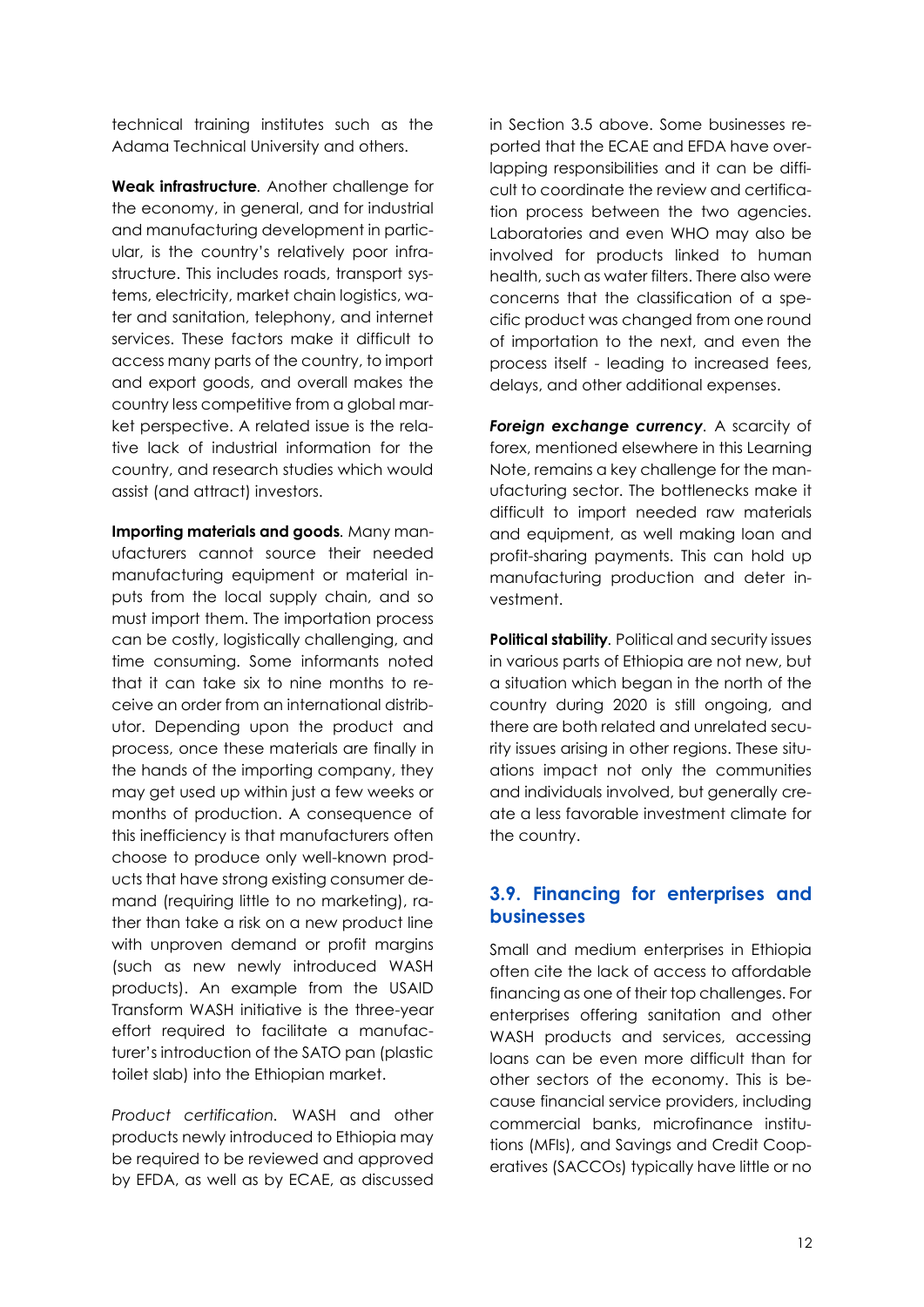technical training institutes such as the Adama Technical University and others.

**Weak infrastructure**. Another challenge for the economy, in general, and for industrial and manufacturing development in particular, is the country's relatively poor infrastructure. This includes roads, transport systems, electricity, market chain logistics, water and sanitation, telephony, and internet services. These factors make it difficult to access many parts of the country, to import and export goods, and overall makes the country less competitive from a global market perspective. A related issue is the relative lack of industrial information for the country, and research studies which would assist (and attract) investors.

**Importing materials and goods**. Many manufacturers cannot source their needed manufacturing equipment or material inputs from the local supply chain, and so must import them. The importation process can be costly, logistically challenging, and time consuming. Some informants noted that it can take six to nine months to receive an order from an international distributor. Depending upon the product and process, once these materials are finally in the hands of the importing company, they may get used up within just a few weeks or months of production. A consequence of this inefficiency is that manufacturers often choose to produce only well-known products that have strong existing consumer demand (requiring little to no marketing), rather than take a risk on a new product line with unproven demand or profit margins (such as new newly introduced WASH products). An example from the USAID Transform WASH initiative is the three-year effort required to facilitate a manufacturer's introduction of the SATO pan (plastic toilet slab) into the Ethiopian market.

*Product certification*. WASH and other products newly introduced to Ethiopia may be required to be reviewed and approved by EFDA, as well as by ECAE, as discussed in Section 3.5 above. Some businesses reported that the ECAE and EFDA have overlapping responsibilities and it can be difficult to coordinate the review and certification process between the two agencies. Laboratories and even WHO may also be involved for products linked to human health, such as water filters. There also were concerns that the classification of a specific product was changed from one round of importation to the next, and even the process itself - leading to increased fees, delays, and other additional expenses.

***Foreign exchange currency***. A scarcity of forex, mentioned elsewhere in this Learning Note, remains a key challenge for the manufacturing sector. The bottlenecks make it difficult to import needed raw materials and equipment, as well making loan and profit-sharing payments. This can hold up manufacturing production and deter investment.

**Political stability**. Political and security issues in various parts of Ethiopia are not new, but a situation which began in the north of the country during 2020 is still ongoing, and there are both related and unrelated security issues arising in other regions. These situations impact not only the communities and individuals involved, but generally create a less favorable investment climate for the country.

## 3.9. Financing for enterprises and businesses

Small and medium enterprises in Ethiopia often cite the lack of access to affordable financing as one of their top challenges. For enterprises offering sanitation and other WASH products and services, accessing loans can be even more difficult than for other sectors of the economy. This is because financial service providers, including commercial banks, microfinance institutions (MFIs), and Savings and Credit Cooperatives (SACCOs) typically have little or no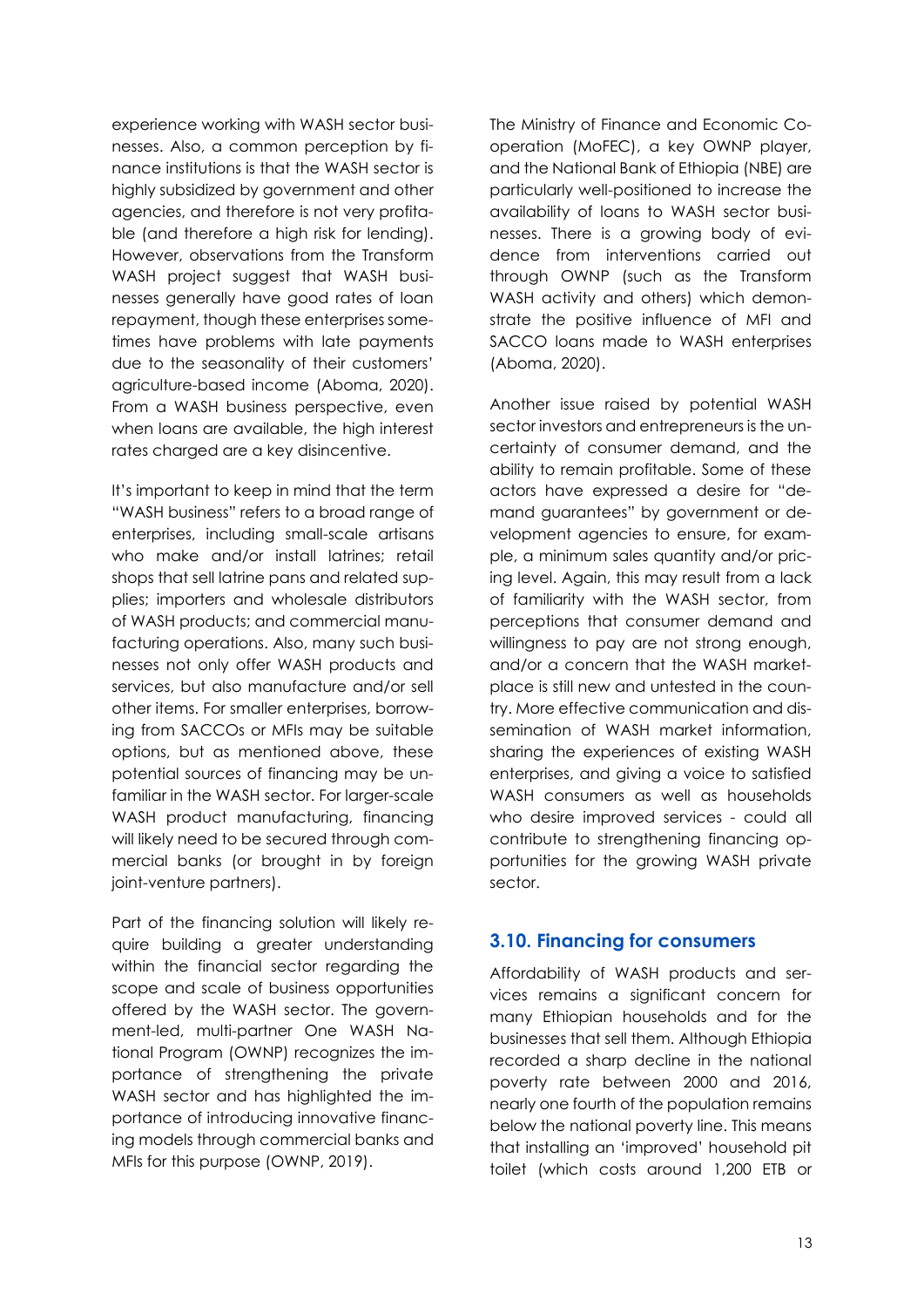experience working with WASH sector businesses. Also, a common perception by finance institutions is that the WASH sector is highly subsidized by government and other agencies, and therefore is not very profitable (and therefore a high risk for lending). However, observations from the Transform WASH project suggest that WASH businesses generally have good rates of loan repayment, though these enterprises sometimes have problems with late payments due to the seasonality of their customers' agriculture-based income (Aboma, 2020). From a WASH business perspective, even when loans are available, the high interest rates charged are a key disincentive.

It's important to keep in mind that the term "WASH business" refers to a broad range of enterprises, including small-scale artisans who make and/or install latrines; retail shops that sell latrine pans and related supplies; importers and wholesale distributors of WASH products; and commercial manufacturing operations. Also, many such businesses not only offer WASH products and services, but also manufacture and/or sell other items. For smaller enterprises, borrowing from SACCOs or MFIs may be suitable options, but as mentioned above, these potential sources of financing may be unfamiliar in the WASH sector. For larger-scale WASH product manufacturing, financing will likely need to be secured through commercial banks (or brought in by foreign joint-venture partners).

Part of the financing solution will likely require building a greater understanding within the financial sector regarding the scope and scale of business opportunities offered by the WASH sector. The government-led, multi-partner One WASH National Program (OWNP) recognizes the importance of strengthening the private WASH sector and has highlighted the importance of introducing innovative financing models through commercial banks and MFIs for this purpose (OWNP, 2019).

The Ministry of Finance and Economic Cooperation (MoFEC), a key OWNP player, and the National Bank of Ethiopia (NBE) are particularly well-positioned to increase the availability of loans to WASH sector businesses. There is a growing body of evidence from interventions carried out through OWNP (such as the Transform WASH activity and others) which demonstrate the positive influence of MFI and SACCO loans made to WASH enterprises (Aboma, 2020).

Another issue raised by potential WASH sector investors and entrepreneurs is the uncertainty of consumer demand, and the ability to remain profitable. Some of these actors have expressed a desire for "demand guarantees" by government or development agencies to ensure, for example, a minimum sales quantity and/or pricing level. Again, this may result from a lack of familiarity with the WASH sector, from perceptions that consumer demand and willingness to pay are not strong enough, and/or a concern that the WASH marketplace is still new and untested in the country. More effective communication and dissemination of WASH market information, sharing the experiences of existing WASH enterprises, and giving a voice to satisfied WASH consumers as well as households who desire improved services - could all contribute to strengthening financing opportunities for the growing WASH private sector.

## 3.10. Financing for consumers

Affordability of WASH products and services remains a significant concern for many Ethiopian households and for the businesses that sell them. Although Ethiopia recorded a sharp decline in the national poverty rate between 2000 and 2016, nearly one fourth of the population remains below the national poverty line. This means that installing an 'improved' household pit toilet (which costs around 1,200 ETB or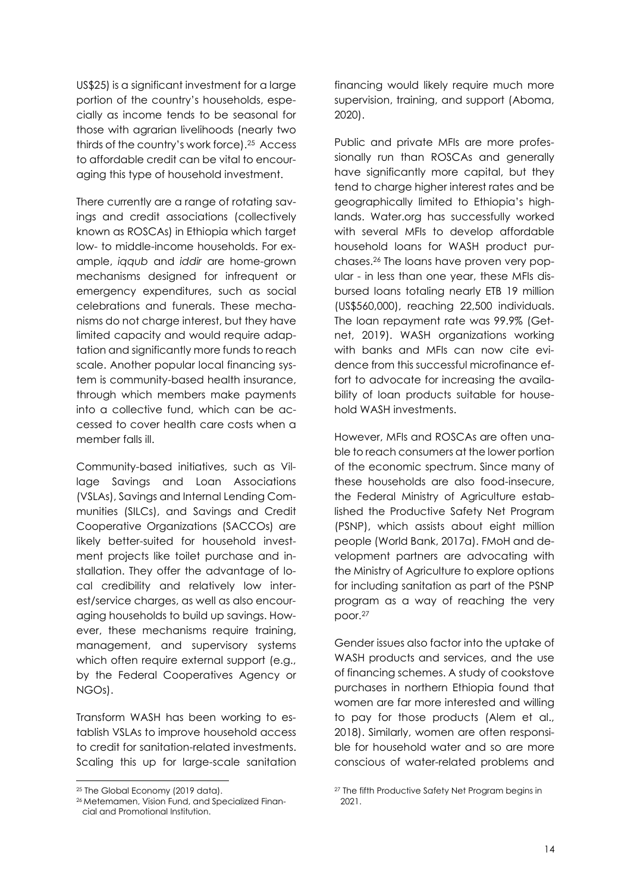US$25) is a significant investment for a large portion of the country's households, especially as income tends to be seasonal for those with agrarian livelihoods (nearly two thirds of the country's work force).[25] Access to affordable credit can be vital to encouraging this type of household investment.

There currently are a range of rotating savings and credit associations (collectively known as ROSCAs) in Ethiopia which target low- to middle-income households. For example, *iqqub* and *iddir* are home-grown mechanisms designed for infrequent or emergency expenditures, such as social celebrations and funerals. These mechanisms do not charge interest, but they have limited capacity and would require adaptation and significantly more funds to reach scale. Another popular local financing system is community-based health insurance, through which members make payments into a collective fund, which can be accessed to cover health care costs when a member falls ill.

Community-based initiatives, such as Village Savings and Loan Associations (VSLAs), Savings and Internal Lending Communities (SILCs), and Savings and Credit Cooperative Organizations (SACCOs) are likely better-suited for household investment projects like toilet purchase and installation. They offer the advantage of local credibility and relatively low interest/service charges, as well as also encouraging households to build up savings. However, these mechanisms require training, management, and supervisory systems which often require external support (e.g., by the Federal Cooperatives Agency or NGOs).

Transform WASH has been working to establish VSLAs to improve household access to credit for sanitation-related investments. Scaling this up for large-scale sanitation financing would likely require much more supervision, training, and support (Aboma, 2020).

Public and private MFIs are more professionally run than ROSCAs and generally have significantly more capital, but they tend to charge higher interest rates and be geographically limited to Ethiopia's highlands. Water.org has successfully worked with several MFIs to develop affordable household loans for WASH product purchases.[26] The loans have proven very popular - in less than one year, these MFIs disbursed loans totaling nearly ETB 19 million (US$560,000), reaching 22,500 individuals. The loan repayment rate was 99.9% (Getnet, 2019). WASH organizations working with banks and MFIs can now cite evidence from this successful microfinance effort to advocate for increasing the availability of loan products suitable for household WASH investments.

However, MFIs and ROSCAs are often unable to reach consumers at the lower portion of the economic spectrum. Since many of these households are also food-insecure, the Federal Ministry of Agriculture established the Productive Safety Net Program (PSNP), which assists about eight million people (World Bank, 2017a). FMoH and development partners are advocating with the Ministry of Agriculture to explore options for including sanitation as part of the PSNP program as a way of reaching the very poor.[27]

Gender issues also factor into the uptake of WASH products and services, and the use of financing schemes. A study of cookstove purchases in northern Ethiopia found that women are far more interested and willing to pay for those products (Alem et al., 2018). Similarly, women are often responsible for household water and so are more conscious of water-related problems and

---

[25] The Global Economy (2019 data).

[26] Metemamen, Vision Fund, and Specialized Financial and Promotional Institution.

[27] The fifth Productive Safety Net Program begins in 2021.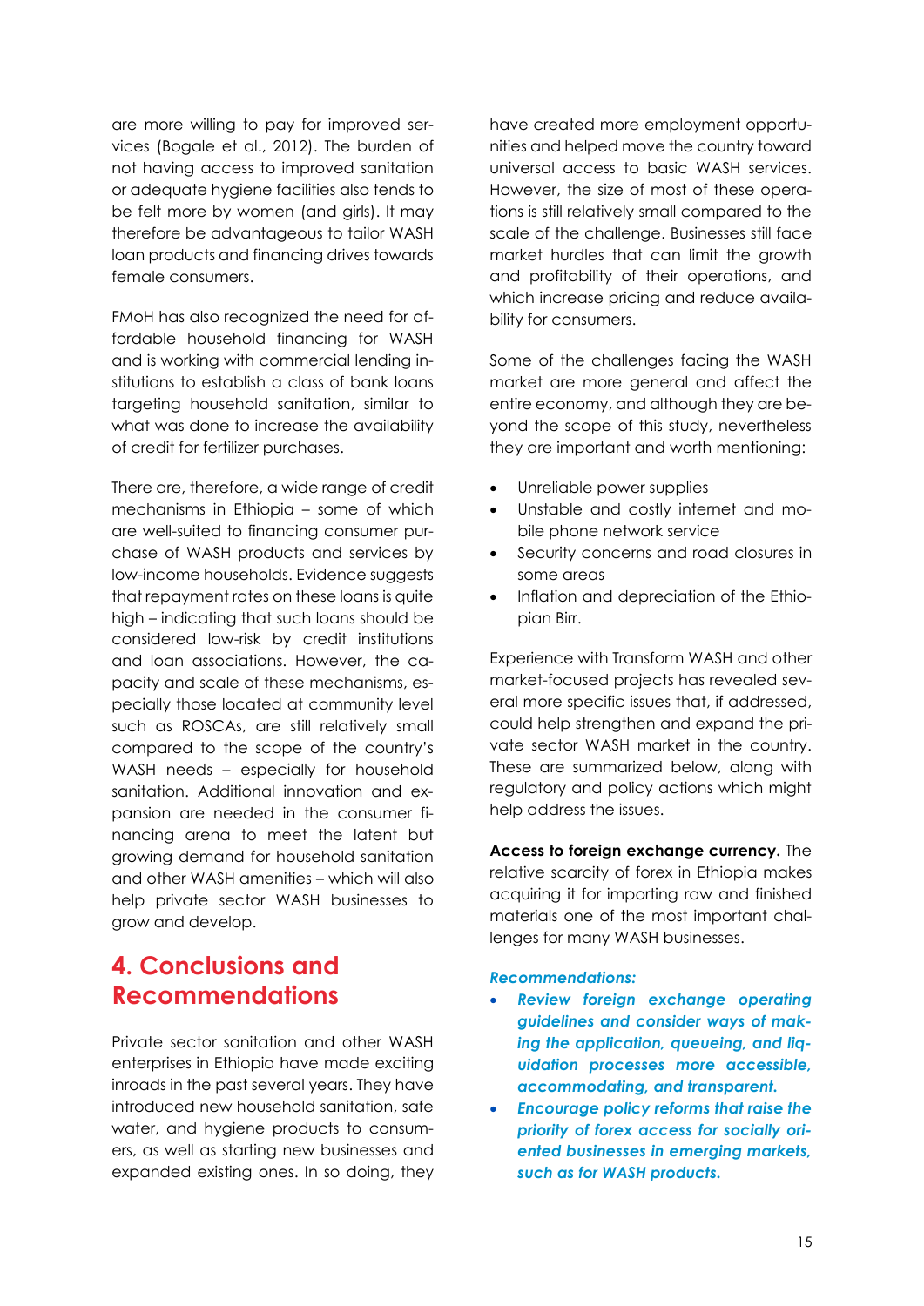are more willing to pay for improved services (Bogale et al., 2012). The burden of not having access to improved sanitation or adequate hygiene facilities also tends to be felt more by women (and girls). It may therefore be advantageous to tailor WASH loan products and financing drives towards female consumers.

FMoH has also recognized the need for affordable household financing for WASH and is working with commercial lending institutions to establish a class of bank loans targeting household sanitation, similar to what was done to increase the availability of credit for fertilizer purchases.

There are, therefore, a wide range of credit mechanisms in Ethiopia – some of which are well-suited to financing consumer purchase of WASH products and services by low-income households. Evidence suggests that repayment rates on these loans is quite high – indicating that such loans should be considered low-risk by credit institutions and loan associations. However, the capacity and scale of these mechanisms, especially those located at community level such as ROSCAs, are still relatively small compared to the scope of the country's WASH needs – especially for household sanitation. Additional innovation and expansion are needed in the consumer financing arena to meet the latent but growing demand for household sanitation and other WASH amenities – which will also help private sector WASH businesses to grow and develop.

# 4. Conclusions and Recommendations

Private sector sanitation and other WASH enterprises in Ethiopia have made exciting inroads in the past several years. They have introduced new household sanitation, safe water, and hygiene products to consumers, as well as starting new businesses and expanded existing ones. In so doing, they have created more employment opportunities and helped move the country toward universal access to basic WASH services. However, the size of most of these operations is still relatively small compared to the scale of the challenge. Businesses still face market hurdles that can limit the growth and profitability of their operations, and which increase pricing and reduce availability for consumers.

Some of the challenges facing the WASH market are more general and affect the entire economy, and although they are beyond the scope of this study, nevertheless they are important and worth mentioning:

- Unreliable power supplies
- Unstable and costly internet and mobile phone network service
- Security concerns and road closures in some areas
- Inflation and depreciation of the Ethiopian Birr.

Experience with Transform WASH and other market-focused projects has revealed several more specific issues that, if addressed, could help strengthen and expand the private sector WASH market in the country. These are summarized below, along with regulatory and policy actions which might help address the issues.

**Access to foreign exchange currency.** The relative scarcity of forex in Ethiopia makes acquiring it for importing raw and finished materials one of the most important challenges for many WASH businesses.

***Recommendations:***

- ***Review foreign exchange operating guidelines and consider ways of making the application, queueing, and liquidation processes more accessible, accommodating, and transparent.***
- ***Encourage policy reforms that raise the priority of forex access for socially oriented businesses in emerging markets, such as for WASH products.***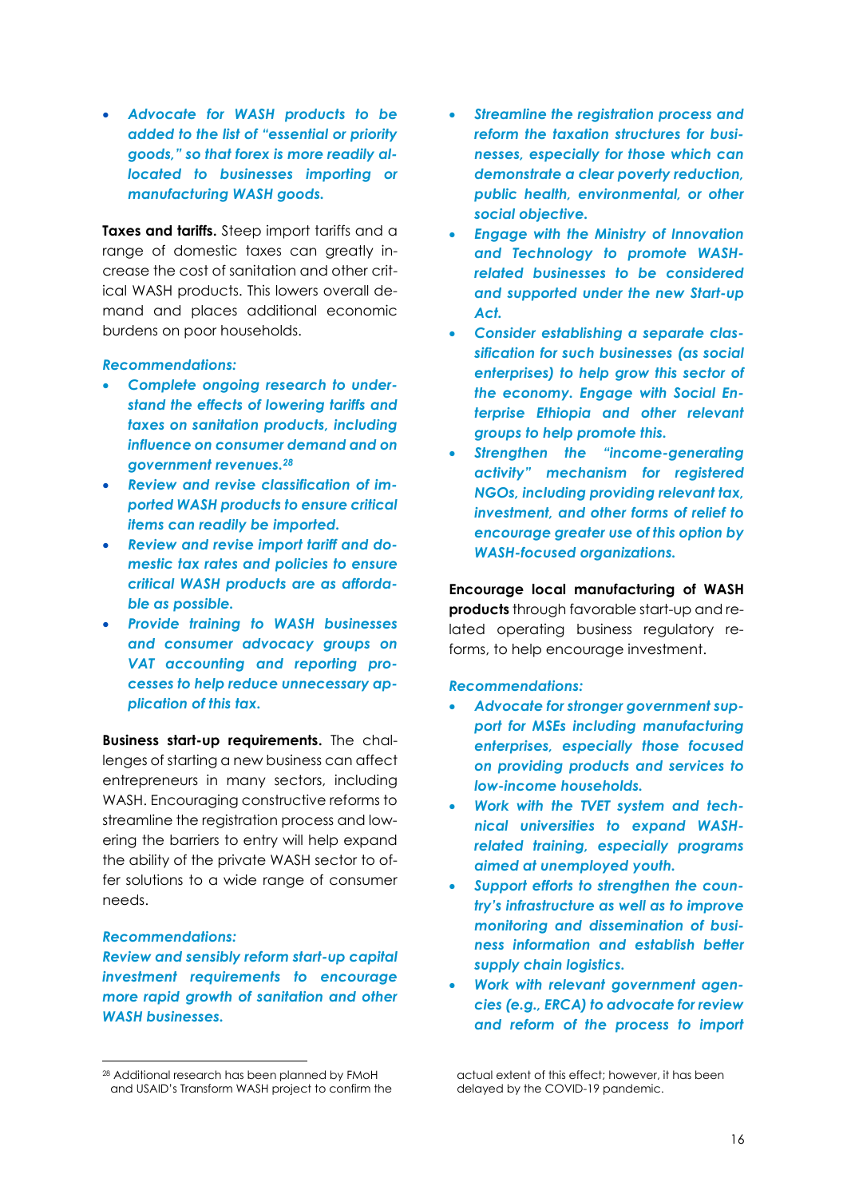- *Advocate for WASH products to be added to the list of "essential or priority goods," so that forex is more readily allocated to businesses importing or manufacturing WASH goods.*

**Taxes and tariffs.** Steep import tariffs and a range of domestic taxes can greatly increase the cost of sanitation and other critical WASH products. This lowers overall demand and places additional economic burdens on poor households.

*Recommendations:*

- *Complete ongoing research to understand the effects of lowering tariffs and taxes on sanitation products, including influence on consumer demand and on government revenues.*[28]
- *Review and revise classification of imported WASH products to ensure critical items can readily be imported.*
- *Review and revise import tariff and domestic tax rates and policies to ensure critical WASH products are as affordable as possible.*
- *Provide training to WASH businesses and consumer advocacy groups on VAT accounting and reporting processes to help reduce unnecessary application of this tax.*

**Business start-up requirements.** The challenges of starting a new business can affect entrepreneurs in many sectors, including WASH. Encouraging constructive reforms to streamline the registration process and lowering the barriers to entry will help expand the ability of the private WASH sector to offer solutions to a wide range of consumer needs.

*Recommendations:*

*Review and sensibly reform start-up capital investment requirements to encourage more rapid growth of sanitation and other WASH businesses.*

- *Streamline the registration process and reform the taxation structures for businesses, especially for those which can demonstrate a clear poverty reduction, public health, environmental, or other social objective.*
- *Engage with the Ministry of Innovation and Technology to promote WASH-related businesses to be considered and supported under the new Start-up Act.*
- *Consider establishing a separate classification for such businesses (as social enterprises) to help grow this sector of the economy. Engage with Social Enterprise Ethiopia and other relevant groups to help promote this.*
- *Strengthen the "income-generating activity" mechanism for registered NGOs, including providing relevant tax, investment, and other forms of relief to encourage greater use of this option by WASH-focused organizations.*

**Encourage local manufacturing of WASH products** through favorable start-up and related operating business regulatory reforms, to help encourage investment.

*Recommendations:*

- *Advocate for stronger government support for MSEs including manufacturing enterprises, especially those focused on providing products and services to low-income households.*
- *Work with the TVET system and technical universities to expand WASH-related training, especially programs aimed at unemployed youth.*
- *Support efforts to strengthen the country's infrastructure as well as to improve monitoring and dissemination of business information and establish better supply chain logistics.*
- *Work with relevant government agencies (e.g., ERCA) to advocate for review and reform of the process to import*

[28] Additional research has been planned by FMoH and USAID's Transform WASH project to confirm the actual extent of this effect; however, it has been delayed by the COVID-19 pandemic.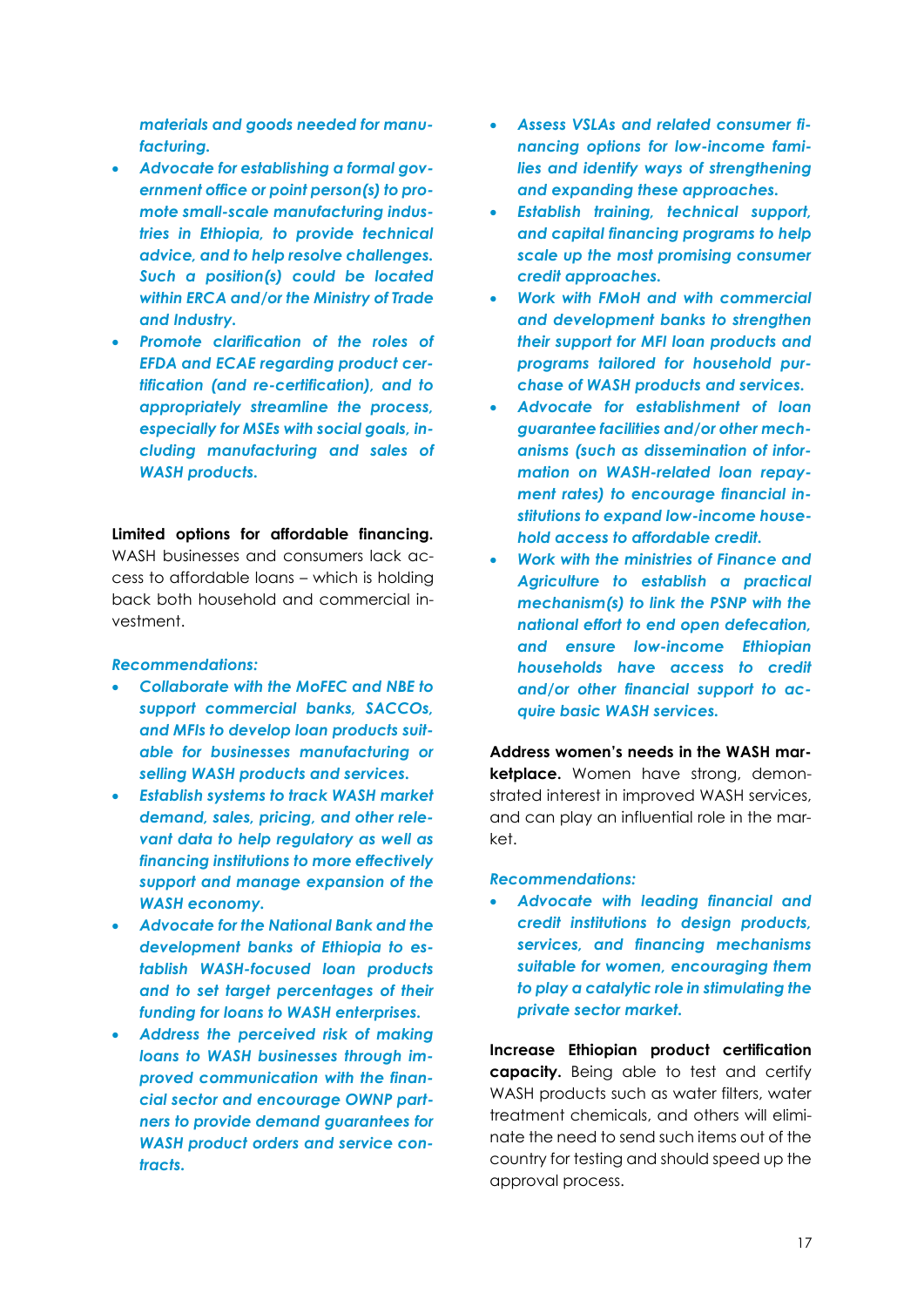*materials and goods needed for manufacturing.*

- ***Advocate for establishing a formal government office or point person(s) to promote small-scale manufacturing industries in Ethiopia, to provide technical advice, and to help resolve challenges. Such a position(s) could be located within ERCA and/or the Ministry of Trade and Industry.***
- ***Promote clarification of the roles of EFDA and ECAE regarding product certification (and re-certification), and to appropriately streamline the process, especially for MSEs with social goals, including manufacturing and sales of WASH products.***

**Limited options for affordable financing.** WASH businesses and consumers lack access to affordable loans – which is holding back both household and commercial investment.

*Recommendations:*

- ***Collaborate with the MoFEC and NBE to support commercial banks, SACCOs, and MFIs to develop loan products suitable for businesses manufacturing or selling WASH products and services.***
- ***Establish systems to track WASH market demand, sales, pricing, and other relevant data to help regulatory as well as financing institutions to more effectively support and manage expansion of the WASH economy.***
- ***Advocate for the National Bank and the development banks of Ethiopia to establish WASH-focused loan products and to set target percentages of their funding for loans to WASH enterprises.***
- ***Address the perceived risk of making loans to WASH businesses through improved communication with the financial sector and encourage OWNP partners to provide demand guarantees for WASH product orders and service contracts.***
- ***Assess VSLAs and related consumer financing options for low-income families and identify ways of strengthening and expanding these approaches.***
- ***Establish training, technical support, and capital financing programs to help scale up the most promising consumer credit approaches.***
- ***Work with FMoH and with commercial and development banks to strengthen their support for MFI loan products and programs tailored for household purchase of WASH products and services.***
- ***Advocate for establishment of loan guarantee facilities and/or other mechanisms (such as dissemination of information on WASH-related loan repayment rates) to encourage financial institutions to expand low-income household access to affordable credit.***
- ***Work with the ministries of Finance and Agriculture to establish a practical mechanism(s) to link the PSNP with the national effort to end open defecation, and ensure low-income Ethiopian households have access to credit and/or other financial support to acquire basic WASH services.***

**Address women's needs in the WASH marketplace.** Women have strong, demonstrated interest in improved WASH services, and can play an influential role in the market.

*Recommendations:*

- ***Advocate with leading financial and credit institutions to design products, services, and financing mechanisms suitable for women, encouraging them to play a catalytic role in stimulating the private sector market.***

**Increase Ethiopian product certification capacity.** Being able to test and certify WASH products such as water filters, water treatment chemicals, and others will eliminate the need to send such items out of the country for testing and should speed up the approval process.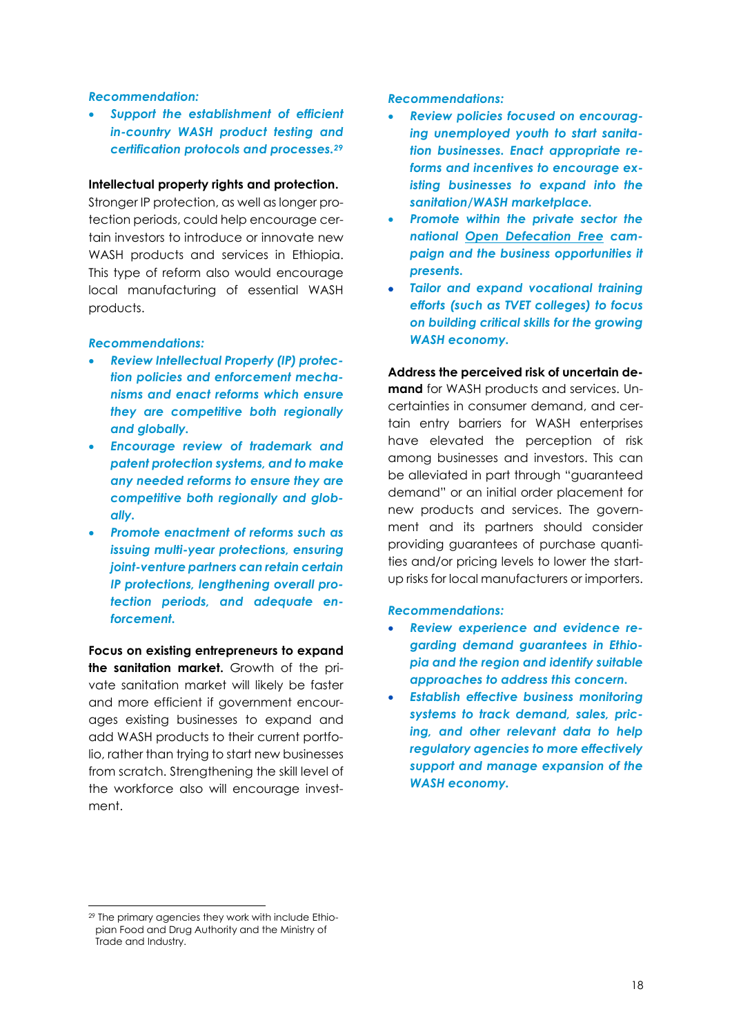*Recommendation:*

- ***Support the establishment of efficient in-country WASH product testing and certification protocols and processes.***[29]

**Intellectual property rights and protection.** Stronger IP protection, as well as longer protection periods, could help encourage certain investors to introduce or innovate new WASH products and services in Ethiopia. This type of reform also would encourage local manufacturing of essential WASH products.

*Recommendations:*

- ***Review Intellectual Property (IP) protection policies and enforcement mechanisms and enact reforms which ensure they are competitive both regionally and globally.***
- ***Encourage review of trademark and patent protection systems, and to make any needed reforms to ensure they are competitive both regionally and globally.***
- ***Promote enactment of reforms such as issuing multi-year protections, ensuring joint-venture partners can retain certain IP protections, lengthening overall protection periods, and adequate enforcement.***

**Focus on existing entrepreneurs to expand the sanitation market.** Growth of the private sanitation market will likely be faster and more efficient if government encourages existing businesses to expand and add WASH products to their current portfolio, rather than trying to start new businesses from scratch. Strengthening the skill level of the workforce also will encourage investment.

*Recommendations:*

- ***Review policies focused on encouraging unemployed youth to start sanitation businesses. Enact appropriate reforms and incentives to encourage existing businesses to expand into the sanitation/WASH marketplace.***
- ***Promote within the private sector the national Open Defecation Free campaign and the business opportunities it presents.***
- ***Tailor and expand vocational training efforts (such as TVET colleges) to focus on building critical skills for the growing WASH economy.***

**Address the perceived risk of uncertain demand** for WASH products and services. Uncertainties in consumer demand, and certain entry barriers for WASH enterprises have elevated the perception of risk among businesses and investors. This can be alleviated in part through "guaranteed demand" or an initial order placement for new products and services. The government and its partners should consider providing guarantees of purchase quantities and/or pricing levels to lower the start-up risks for local manufacturers or importers.

*Recommendations:*

- ***Review experience and evidence regarding demand guarantees in Ethiopia and the region and identify suitable approaches to address this concern.***
- ***Establish effective business monitoring systems to track demand, sales, pricing, and other relevant data to help regulatory agencies to more effectively support and manage expansion of the WASH economy.***

[29] The primary agencies they work with include Ethiopian Food and Drug Authority and the Ministry of Trade and Industry.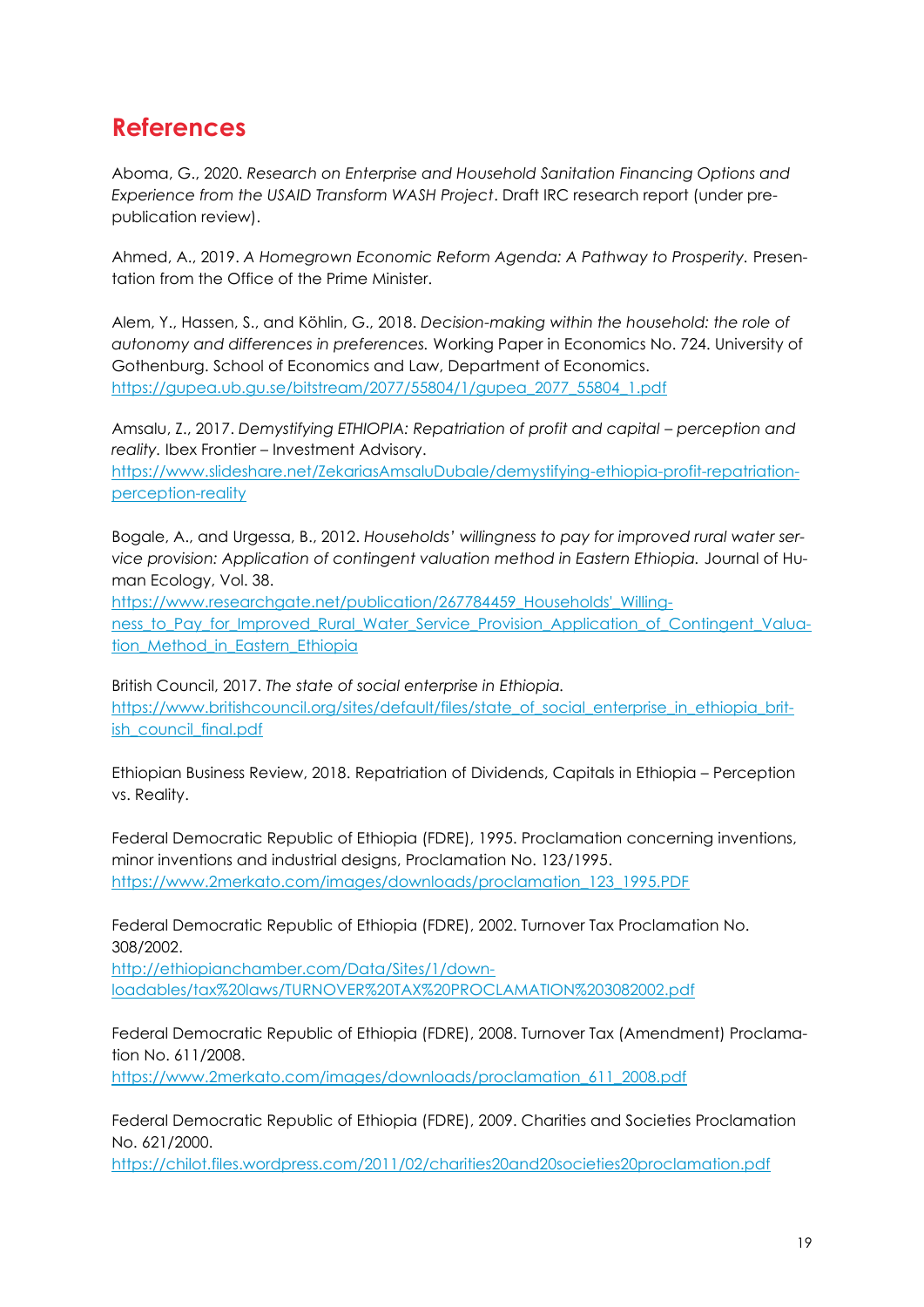# References

Aboma, G., 2020. *Research on Enterprise and Household Sanitation Financing Options and Experience from the USAID Transform WASH Project*. Draft IRC research report (under pre-publication review).

Ahmed, A., 2019. *A Homegrown Economic Reform Agenda: A Pathway to Prosperity.* Presentation from the Office of the Prime Minister.

Alem, Y., Hassen, S., and Köhlin, G., 2018. *Decision-making within the household: the role of autonomy and differences in preferences.* Working Paper in Economics No. 724. University of Gothenburg. School of Economics and Law, Department of Economics. https://gupea.ub.gu.se/bitstream/2077/55804/1/gupea_2077_55804_1.pdf

Amsalu, Z., 2017. *Demystifying ETHIOPIA: Repatriation of profit and capital – perception and reality.* Ibex Frontier – Investment Advisory. https://www.slideshare.net/ZekariasAmsaluDubale/demystifying-ethiopia-profit-repatriation-perception-reality

Bogale, A., and Urgessa, B., 2012. *Households' willingness to pay for improved rural water service provision: Application of contingent valuation method in Eastern Ethiopia.* Journal of Human Ecology, Vol. 38. https://www.researchgate.net/publication/267784459_Households'_Willingness_to_Pay_for_Improved_Rural_Water_Service_Provision_Application_of_Contingent_Valuation_Method_in_Eastern_Ethiopia

British Council, 2017. *The state of social enterprise in Ethiopia.* https://www.britishcouncil.org/sites/default/files/state_of_social_enterprise_in_ethiopia_british_council_final.pdf

Ethiopian Business Review, 2018. Repatriation of Dividends, Capitals in Ethiopia – Perception vs. Reality.

Federal Democratic Republic of Ethiopia (FDRE), 1995. Proclamation concerning inventions, minor inventions and industrial designs, Proclamation No. 123/1995. https://www.2merkato.com/images/downloads/proclamation_123_1995.PDF

Federal Democratic Republic of Ethiopia (FDRE), 2002. Turnover Tax Proclamation No. 308/2002. http://ethiopianchamber.com/Data/Sites/1/downloadables/tax%20laws/TURNOVER%20TAX%20PROCLAMATION%203082002.pdf

Federal Democratic Republic of Ethiopia (FDRE), 2008. Turnover Tax (Amendment) Proclamation No. 611/2008. https://www.2merkato.com/images/downloads/proclamation_611_2008.pdf

Federal Democratic Republic of Ethiopia (FDRE), 2009. Charities and Societies Proclamation No. 621/2000. https://chilot.files.wordpress.com/2011/02/charities20and20societies20proclamation.pdf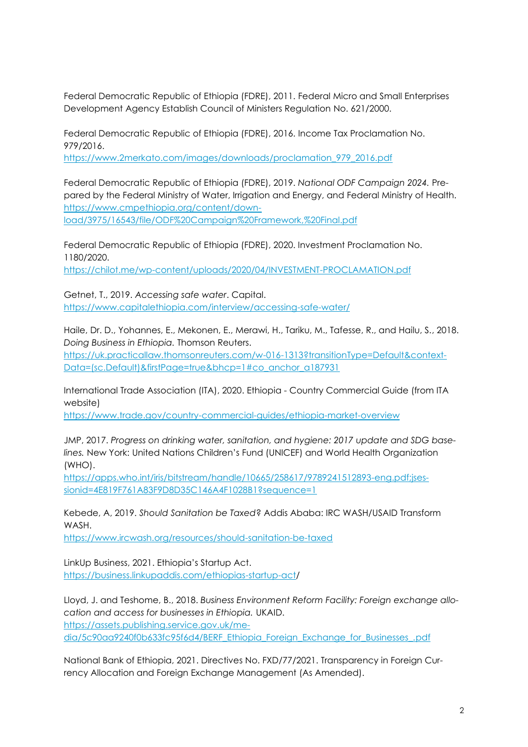Federal Democratic Republic of Ethiopia (FDRE), 2011. Federal Micro and Small Enterprises Development Agency Establish Council of Ministers Regulation No. 621/2000.

Federal Democratic Republic of Ethiopia (FDRE), 2016. Income Tax Proclamation No. 979/2016.
https://www.2merkato.com/images/downloads/proclamation_979_2016.pdf

Federal Democratic Republic of Ethiopia (FDRE), 2019. *National ODF Campaign 2024.* Prepared by the Federal Ministry of Water, Irrigation and Energy, and Federal Ministry of Health.
https://www.cmpethiopia.org/content/download/3975/16543/file/ODF%20Campaign%20Framework,%20Final.pdf

Federal Democratic Republic of Ethiopia (FDRE), 2020. Investment Proclamation No. 1180/2020.
https://chilot.me/wp-content/uploads/2020/04/INVESTMENT-PROCLAMATION.pdf

Getnet, T., 2019. *Accessing safe water*. Capital.
https://www.capitalethiopia.com/interview/accessing-safe-water/

Haile, Dr. D., Yohannes, E., Mekonen, E., Merawi, H., Tariku, M., Tafesse, R., and Hailu, S., 2018. *Doing Business in Ethiopia.* Thomson Reuters.
https://uk.practicallaw.thomsonreuters.com/w-016-1313?transitionType=Default&contextData=(sc.Default)&firstPage=true&bhcp=1#co_anchor_a187931

International Trade Association (ITA), 2020. Ethiopia - Country Commercial Guide (from ITA website)
https://www.trade.gov/country-commercial-guides/ethiopia-market-overview

JMP, 2017. *Progress on drinking water, sanitation, and hygiene: 2017 update and SDG baselines.* New York: United Nations Children's Fund (UNICEF) and World Health Organization (WHO).
https://apps.who.int/iris/bitstream/handle/10665/258617/9789241512893-eng.pdf;jsessionid=4E819F761A83F9D8D35C146A4F1028B1?sequence=1

Kebede, A, 2019. *Should Sanitation be Taxed*? Addis Ababa: IRC WASH/USAID Transform WASH.
https://www.ircwash.org/resources/should-sanitation-be-taxed

LinkUp Business, 2021. Ethiopia's Startup Act.
https://business.linkupaddis.com/ethiopias-startup-act/

Lloyd, J. and Teshome, B., 2018. *Business Environment Reform Facility: Foreign exchange allocation and access for businesses in Ethiopia.* UKAID.
https://assets.publishing.service.gov.uk/media/5c90aa9240f0b633fc95f6d4/BERF_Ethiopia_Foreign_Exchange_for_Businesses_.pdf

National Bank of Ethiopia, 2021. Directives No. FXD/77/2021. Transparency in Foreign Currency Allocation and Foreign Exchange Management (As Amended).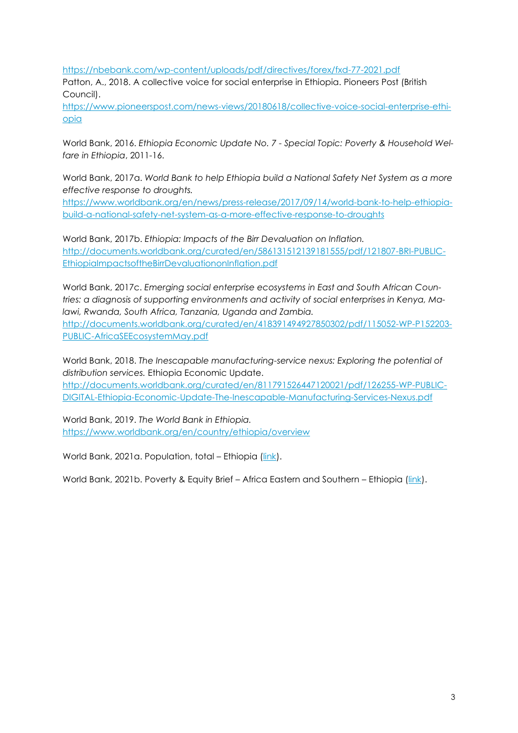https://nbebank.com/wp-content/uploads/pdf/directives/forex/fxd-77-2021.pdf

Patton, A., 2018. A collective voice for social enterprise in Ethiopia. Pioneers Post (British Council). https://www.pioneerspost.com/news-views/20180618/collective-voice-social-enterprise-ethiopia

World Bank, 2016. *Ethiopia Economic Update No. 7 - Special Topic: Poverty & Household Welfare in Ethiopia*, 2011-16.

World Bank, 2017a. *World Bank to help Ethiopia build a National Safety Net System as a more effective response to droughts.* https://www.worldbank.org/en/news/press-release/2017/09/14/world-bank-to-help-ethiopia-build-a-national-safety-net-system-as-a-more-effective-response-to-droughts

World Bank, 2017b. *Ethiopia: Impacts of the Birr Devaluation on Inflation.* http://documents.worldbank.org/curated/en/586131512139181555/pdf/121807-BRI-PUBLIC-EthiopiaImpactsoftheBirrDevaluationonInflation.pdf

World Bank, 2017c. *Emerging social enterprise ecosystems in East and South African Countries: a diagnosis of supporting environments and activity of social enterprises in Kenya, Malawi, Rwanda, South Africa, Tanzania, Uganda and Zambia.* http://documents.worldbank.org/curated/en/418391494927850302/pdf/115052-WP-P152203-PUBLIC-AfricaSEEcosystemMay.pdf

World Bank, 2018. *The Inescapable manufacturing-service nexus: Exploring the potential of distribution services.* Ethiopia Economic Update. http://documents.worldbank.org/curated/en/811791526447120021/pdf/126255-WP-PUBLIC-DIGITAL-Ethiopia-Economic-Update-The-Inescapable-Manufacturing-Services-Nexus.pdf

World Bank, 2019. *The World Bank in Ethiopia.* https://www.worldbank.org/en/country/ethiopia/overview

World Bank, 2021a. Population, total – Ethiopia (link).

World Bank, 2021b. Poverty & Equity Brief – Africa Eastern and Southern – Ethiopia (link).